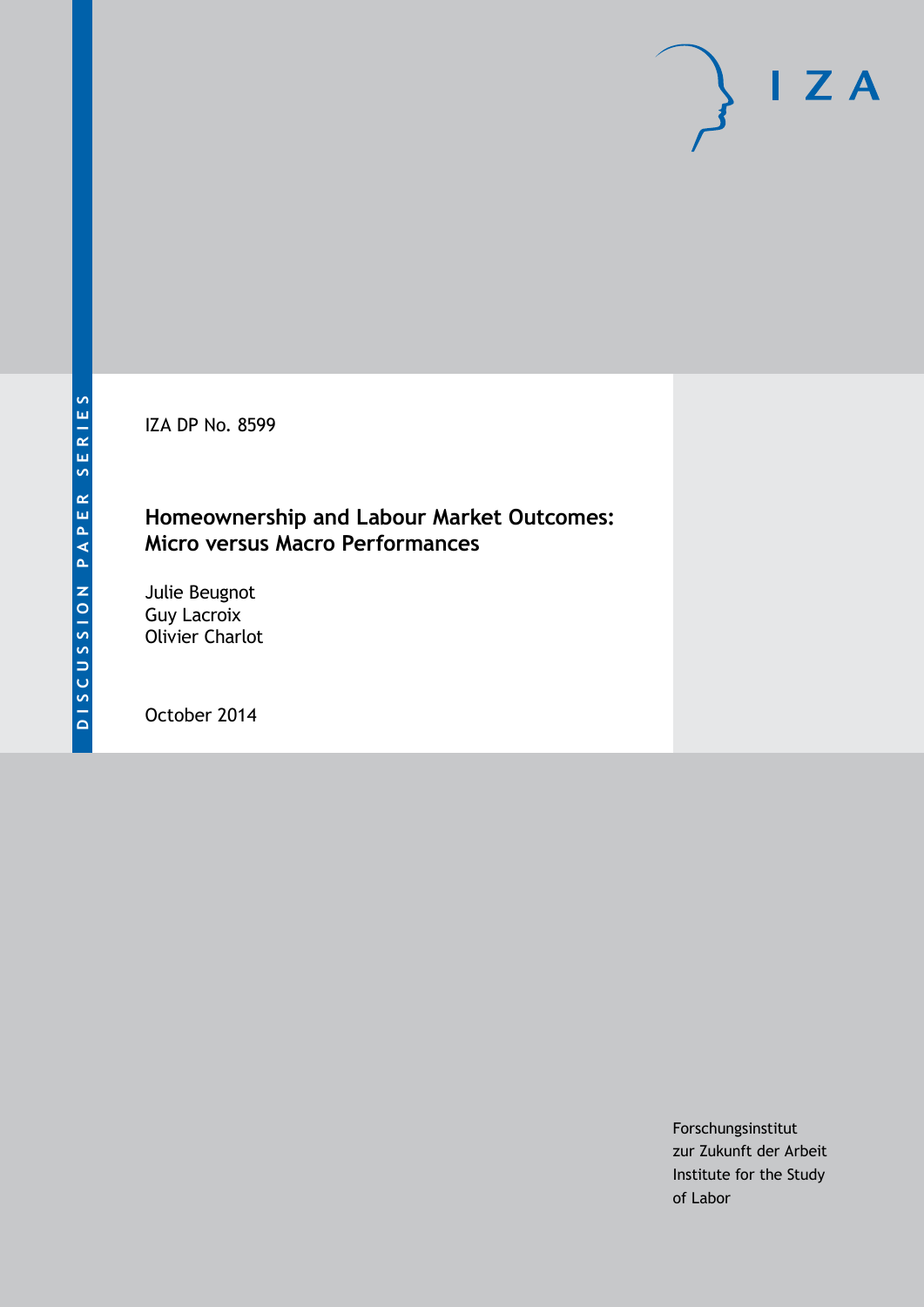IZA DP No. 8599

# Homeownership and Labour Market Outcomes: Micro versus Macro Performances

Julie Beugnot
Guy Lacroix
Olivier Charlot

October 2014

Forschungsinstitut
zur Zukunft der Arbeit
Institute for the Study
of Labor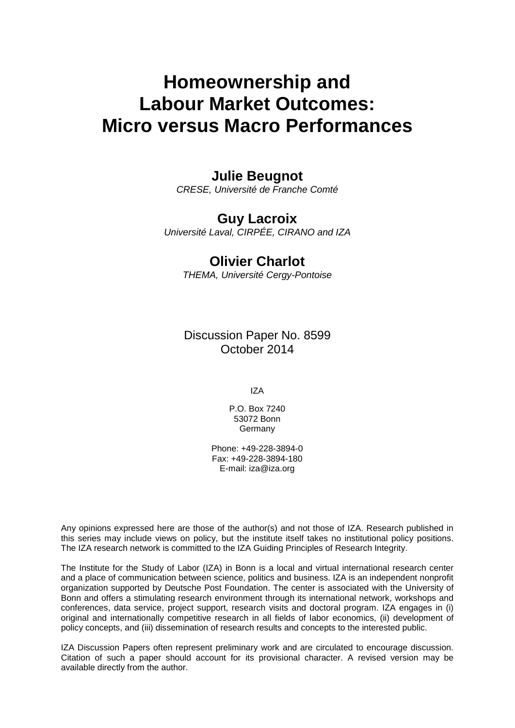# Homeownership and Labour Market Outcomes: Micro versus Macro Performances

**Julie Beugnot**

*CRESE, Université de Franche Comté*

**Guy Lacroix**

*Université Laval, CIRPÉE, CIRANO and IZA*

**Olivier Charlot**

*THEMA, Université Cergy-Pontoise*

Discussion Paper No. 8599
October 2014

IZA

P.O. Box 7240
53072 Bonn
Germany

Phone: +49-228-3894-0
Fax: +49-228-3894-180
E-mail: iza@iza.org

Any opinions expressed here are those of the author(s) and not those of IZA. Research published in this series may include views on policy, but the institute itself takes no institutional policy positions. The IZA research network is committed to the IZA Guiding Principles of Research Integrity.

The Institute for the Study of Labor (IZA) in Bonn is a local and virtual international research center and a place of communication between science, politics and business. IZA is an independent nonprofit organization supported by Deutsche Post Foundation. The center is associated with the University of Bonn and offers a stimulating research environment through its international network, workshops and conferences, data service, project support, research visits and doctoral program. IZA engages in (i) original and internationally competitive research in all fields of labor economics, (ii) development of policy concepts, and (iii) dissemination of research results and concepts to the interested public.

IZA Discussion Papers often represent preliminary work and are circulated to encourage discussion. Citation of such a paper should account for its provisional character. A revised version may be available directly from the author.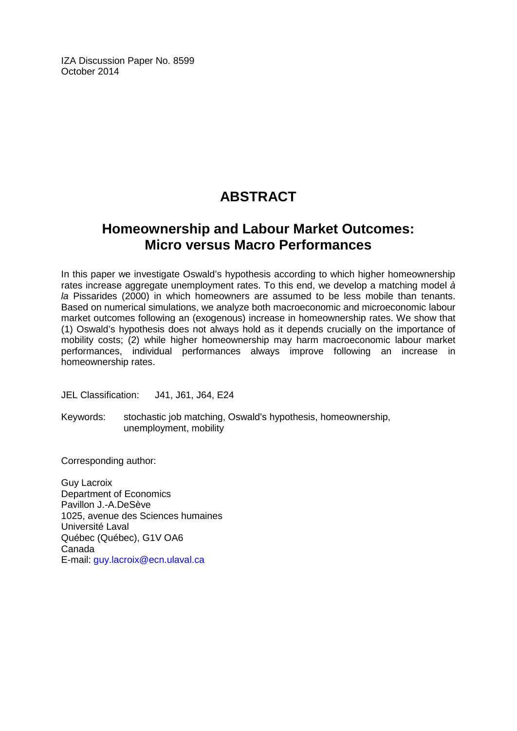IZA Discussion Paper No. 8599
October 2014

# ABSTRACT

## Homeownership and Labour Market Outcomes: Micro versus Macro Performances

In this paper we investigate Oswald's hypothesis according to which higher homeownership rates increase aggregate unemployment rates. To this end, we develop a matching model *à la* Pissarides (2000) in which homeowners are assumed to be less mobile than tenants. Based on numerical simulations, we analyze both macroeconomic and microeconomic labour market outcomes following an (exogenous) increase in homeownership rates. We show that (1) Oswald's hypothesis does not always hold as it depends crucially on the importance of mobility costs; (2) while higher homeownership may harm macroeconomic labour market performances, individual performances always improve following an increase in homeownership rates.

JEL Classification: J41, J61, J64, E24

Keywords: stochastic job matching, Oswald's hypothesis, homeownership, unemployment, mobility

Corresponding author:

Guy Lacroix
Department of Economics
Pavillon J.-A.DeSève
1025, avenue des Sciences humaines
Université Laval
Québec (Québec), G1V OA6
Canada
E-mail: guy.lacroix@ecn.ulaval.ca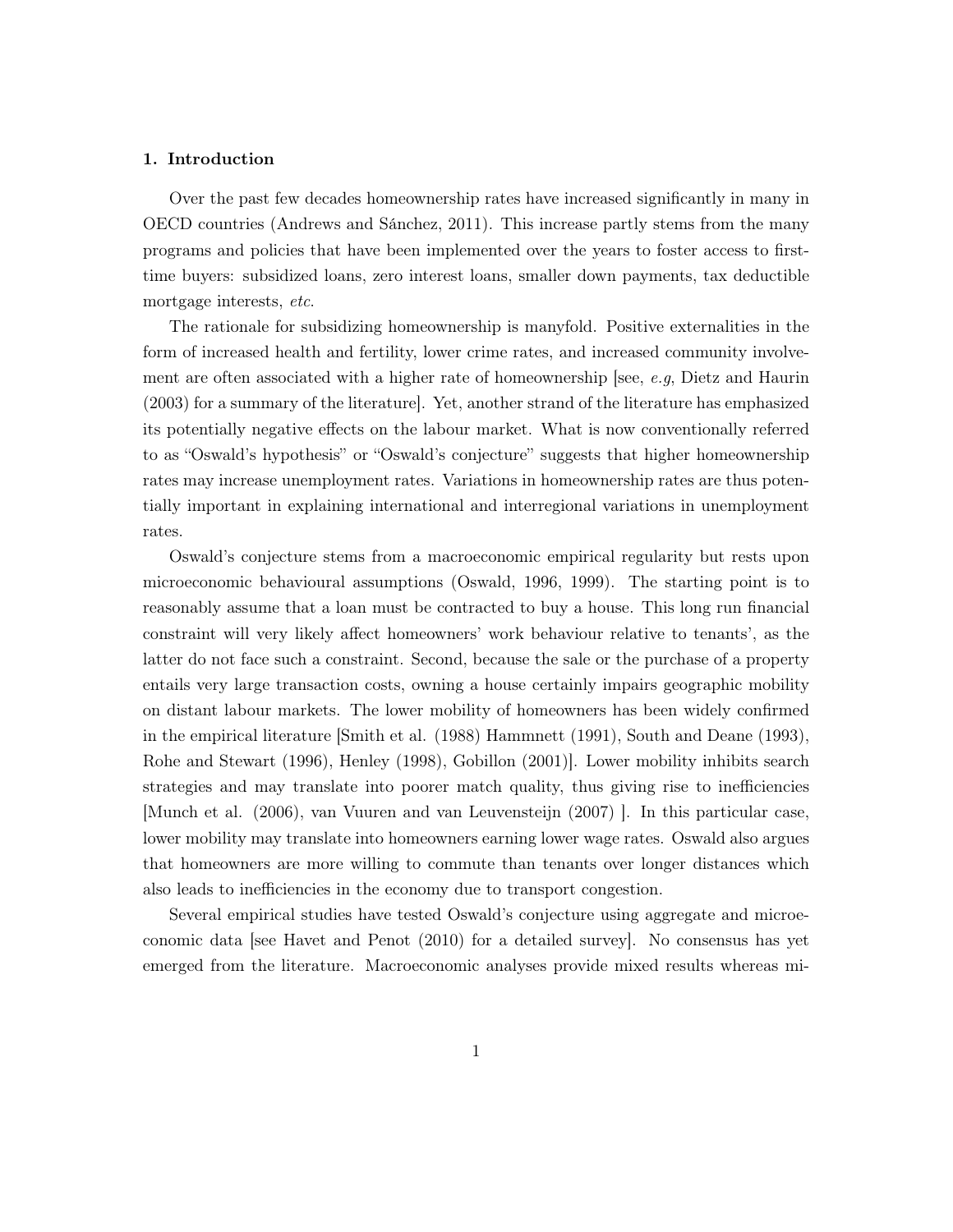## 1. Introduction

Over the past few decades homeownership rates have increased significantly in many in OECD countries (Andrews and Sánchez, 2011). This increase partly stems from the many programs and policies that have been implemented over the years to foster access to first-time buyers: subsidized loans, zero interest loans, smaller down payments, tax deductible mortgage interests, *etc.*

The rationale for subsidizing homeownership is manyfold. Positive externalities in the form of increased health and fertility, lower crime rates, and increased community involvement are often associated with a higher rate of homeownership [see, *e.g*, Dietz and Haurin (2003) for a summary of the literature]. Yet, another strand of the literature has emphasized its potentially negative effects on the labour market. What is now conventionally referred to as "Oswald's hypothesis" or "Oswald's conjecture" suggests that higher homeownership rates may increase unemployment rates. Variations in homeownership rates are thus potentially important in explaining international and interregional variations in unemployment rates.

Oswald's conjecture stems from a macroeconomic empirical regularity but rests upon microeconomic behavioural assumptions (Oswald, 1996, 1999). The starting point is to reasonably assume that a loan must be contracted to buy a house. This long run financial constraint will very likely affect homeowners' work behaviour relative to tenants', as the latter do not face such a constraint. Second, because the sale or the purchase of a property entails very large transaction costs, owning a house certainly impairs geographic mobility on distant labour markets. The lower mobility of homeowners has been widely confirmed in the empirical literature [Smith et al. (1988) Hammnett (1991), South and Deane (1993), Rohe and Stewart (1996), Henley (1998), Gobillon (2001)]. Lower mobility inhibits search strategies and may translate into poorer match quality, thus giving rise to inefficiencies [Munch et al. (2006), van Vuuren and van Leuvensteijn (2007) ]. In this particular case, lower mobility may translate into homeowners earning lower wage rates. Oswald also argues that homeowners are more willing to commute than tenants over longer distances which also leads to inefficiencies in the economy due to transport congestion.

Several empirical studies have tested Oswald's conjecture using aggregate and microeconomic data [see Havet and Penot (2010) for a detailed survey]. No consensus has yet emerged from the literature. Macroeconomic analyses provide mixed results whereas mi-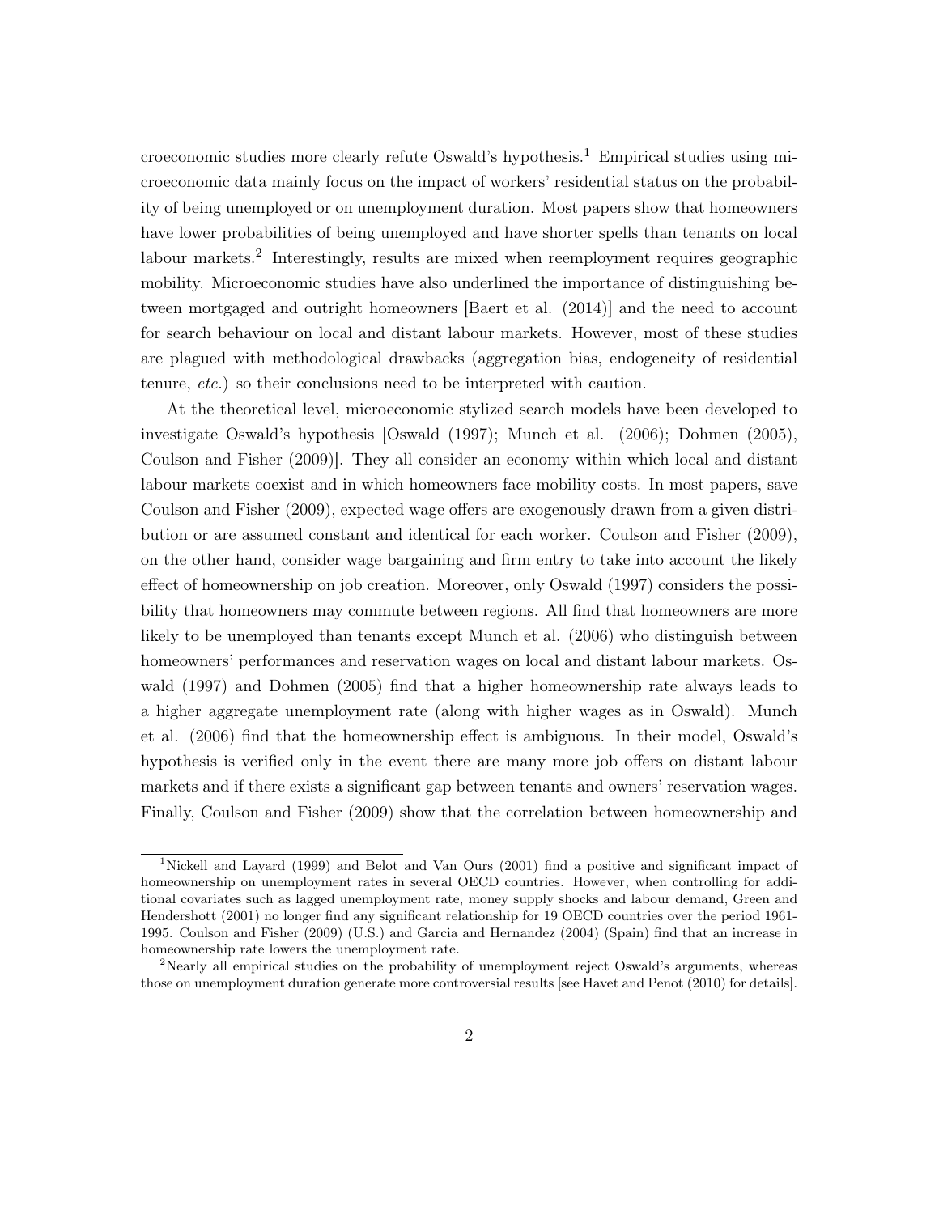croeconomic studies more clearly refute Oswald's hypothesis.[1] Empirical studies using microeconomic data mainly focus on the impact of workers' residential status on the probability of being unemployed or on unemployment duration. Most papers show that homeowners have lower probabilities of being unemployed and have shorter spells than tenants on local labour markets.[2] Interestingly, results are mixed when reemployment requires geographic mobility. Microeconomic studies have also underlined the importance of distinguishing between mortgaged and outright homeowners [Baert et al. (2014)] and the need to account for search behaviour on local and distant labour markets. However, most of these studies are plagued with methodological drawbacks (aggregation bias, endogeneity of residential tenure, *etc.*) so their conclusions need to be interpreted with caution.

At the theoretical level, microeconomic stylized search models have been developed to investigate Oswald's hypothesis [Oswald (1997); Munch et al. (2006); Dohmen (2005), Coulson and Fisher (2009)]. They all consider an economy within which local and distant labour markets coexist and in which homeowners face mobility costs. In most papers, save Coulson and Fisher (2009), expected wage offers are exogenously drawn from a given distribution or are assumed constant and identical for each worker. Coulson and Fisher (2009), on the other hand, consider wage bargaining and firm entry to take into account the likely effect of homeownership on job creation. Moreover, only Oswald (1997) considers the possibility that homeowners may commute between regions. All find that homeowners are more likely to be unemployed than tenants except Munch et al. (2006) who distinguish between homeowners' performances and reservation wages on local and distant labour markets. Oswald (1997) and Dohmen (2005) find that a higher homeownership rate always leads to a higher aggregate unemployment rate (along with higher wages as in Oswald). Munch et al. (2006) find that the homeownership effect is ambiguous. In their model, Oswald's hypothesis is verified only in the event there are many more job offers on distant labour markets and if there exists a significant gap between tenants and owners' reservation wages. Finally, Coulson and Fisher (2009) show that the correlation between homeownership and

---

[1] Nickell and Layard (1999) and Belot and Van Ours (2001) find a positive and significant impact of homeownership on unemployment rates in several OECD countries. However, when controlling for additional covariates such as lagged unemployment rate, money supply shocks and labour demand, Green and Hendershott (2001) no longer find any significant relationship for 19 OECD countries over the period 1961-1995. Coulson and Fisher (2009) (U.S.) and Garcia and Hernandez (2004) (Spain) find that an increase in homeownership rate lowers the unemployment rate.

[2] Nearly all empirical studies on the probability of unemployment reject Oswald's arguments, whereas those on unemployment duration generate more controversial results [see Havet and Penot (2010) for details].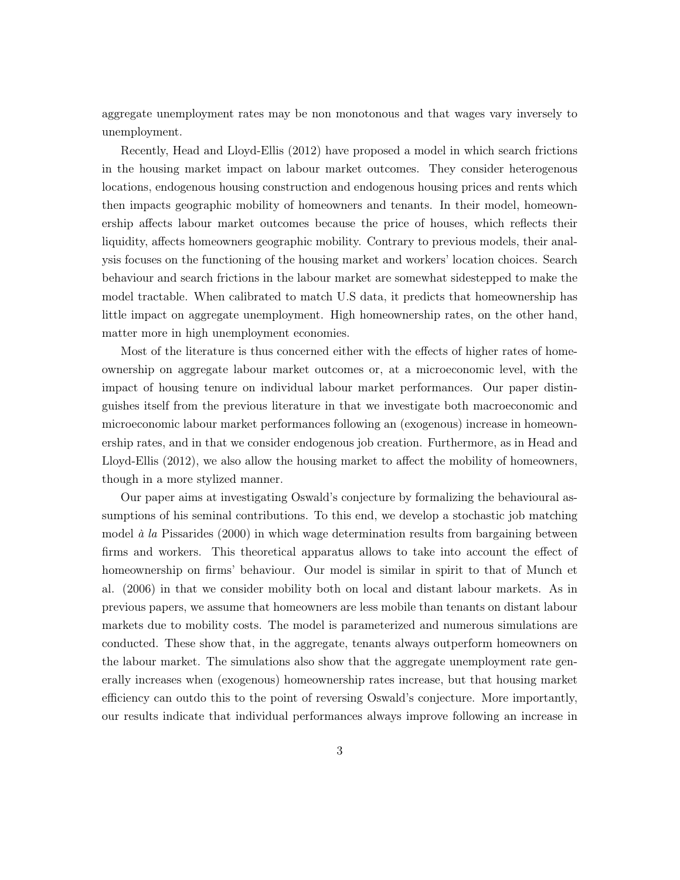aggregate unemployment rates may be non monotonous and that wages vary inversely to unemployment.

Recently, Head and Lloyd-Ellis (2012) have proposed a model in which search frictions in the housing market impact on labour market outcomes. They consider heterogenous locations, endogenous housing construction and endogenous housing prices and rents which then impacts geographic mobility of homeowners and tenants. In their model, homeownership affects labour market outcomes because the price of houses, which reflects their liquidity, affects homeowners geographic mobility. Contrary to previous models, their analysis focuses on the functioning of the housing market and workers' location choices. Search behaviour and search frictions in the labour market are somewhat sidestepped to make the model tractable. When calibrated to match U.S data, it predicts that homeownership has little impact on aggregate unemployment. High homeownership rates, on the other hand, matter more in high unemployment economies.

Most of the literature is thus concerned either with the effects of higher rates of homeownership on aggregate labour market outcomes or, at a microeconomic level, with the impact of housing tenure on individual labour market performances. Our paper distinguishes itself from the previous literature in that we investigate both macroeconomic and microeconomic labour market performances following an (exogenous) increase in homeownership rates, and in that we consider endogenous job creation. Furthermore, as in Head and Lloyd-Ellis (2012), we also allow the housing market to affect the mobility of homeowners, though in a more stylized manner.

Our paper aims at investigating Oswald's conjecture by formalizing the behavioural assumptions of his seminal contributions. To this end, we develop a stochastic job matching model *à la* Pissarides (2000) in which wage determination results from bargaining between firms and workers. This theoretical apparatus allows to take into account the effect of homeownership on firms' behaviour. Our model is similar in spirit to that of Munch et al. (2006) in that we consider mobility both on local and distant labour markets. As in previous papers, we assume that homeowners are less mobile than tenants on distant labour markets due to mobility costs. The model is parameterized and numerous simulations are conducted. These show that, in the aggregate, tenants always outperform homeowners on the labour market. The simulations also show that the aggregate unemployment rate generally increases when (exogenous) homeownership rates increase, but that housing market efficiency can outdo this to the point of reversing Oswald's conjecture. More importantly, our results indicate that individual performances always improve following an increase in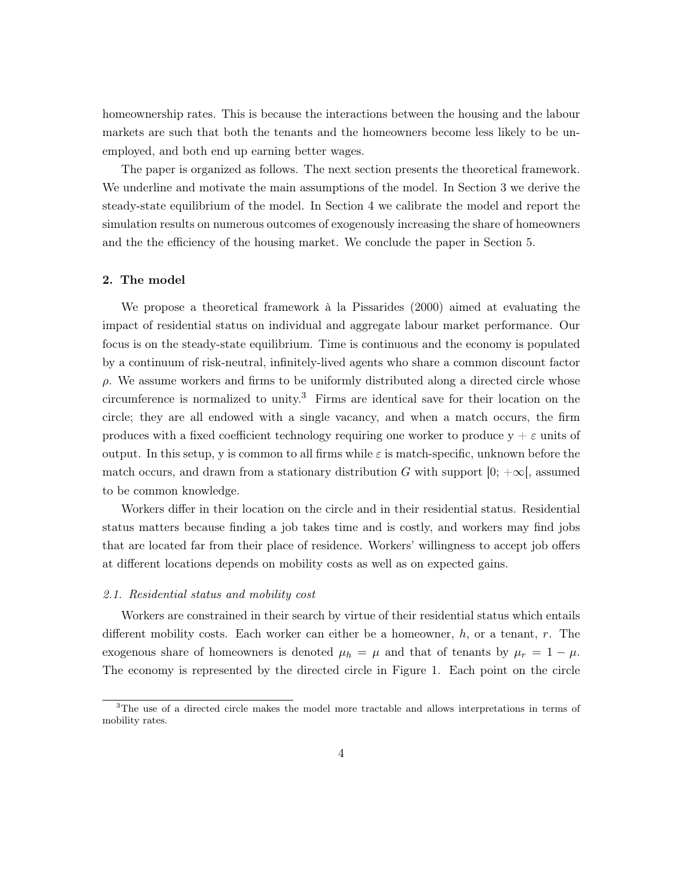homeownership rates. This is because the interactions between the housing and the labour markets are such that both the tenants and the homeowners become less likely to be unemployed, and both end up earning better wages.

The paper is organized as follows. The next section presents the theoretical framework. We underline and motivate the main assumptions of the model. In Section 3 we derive the steady-state equilibrium of the model. In Section 4 we calibrate the model and report the simulation results on numerous outcomes of exogenously increasing the share of homeowners and the the efficiency of the housing market. We conclude the paper in Section 5.

## 2. The model

We propose a theoretical framework à la Pissarides (2000) aimed at evaluating the impact of residential status on individual and aggregate labour market performance. Our focus is on the steady-state equilibrium. Time is continuous and the economy is populated by a continuum of risk-neutral, infinitely-lived agents who share a common discount factor $\rho$. We assume workers and firms to be uniformly distributed along a directed circle whose circumference is normalized to unity.[3] Firms are identical save for their location on the circle; they are all endowed with a single vacancy, and when a match occurs, the firm produces with a fixed coefficient technology requiring one worker to produce $\mathrm{y} + \varepsilon$ units of output. In this setup, y is common to all firms while $\varepsilon$ is match-specific, unknown before the match occurs, and drawn from a stationary distribution $G$ with support $[0; +\infty[$, assumed to be common knowledge.

Workers differ in their location on the circle and in their residential status. Residential status matters because finding a job takes time and is costly, and workers may find jobs that are located far from their place of residence. Workers' willingness to accept job offers at different locations depends on mobility costs as well as on expected gains.

### *2.1. Residential status and mobility cost*

Workers are constrained in their search by virtue of their residential status which entails different mobility costs. Each worker can either be a homeowner, $h$, or a tenant, $r$. The exogenous share of homeowners is denoted $\mu_h = \mu$ and that of tenants by $\mu_r = 1 - \mu$. The economy is represented by the directed circle in Figure 1. Each point on the circle

[3] The use of a directed circle makes the model more tractable and allows interpretations in terms of mobility rates.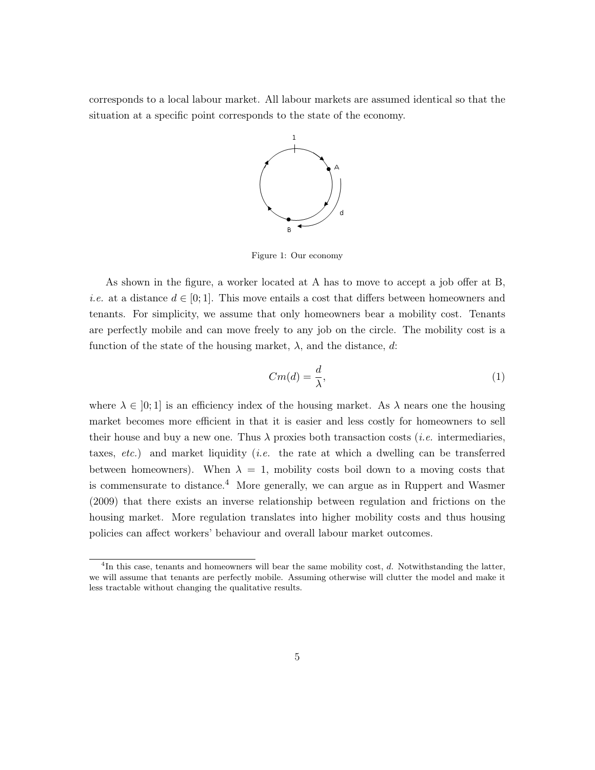corresponds to a local labour market. All labour markets are assumed identical so that the situation at a specific point corresponds to the state of the economy.

Figure 1: Our economy

As shown in the figure, a worker located at A has to move to accept a job offer at B, *i.e.* at a distance $d \in [0;1]$. This move entails a cost that differs between homeowners and tenants. For simplicity, we assume that only homeowners bear a mobility cost. Tenants are perfectly mobile and can move freely to any job on the circle. The mobility cost is a function of the state of the housing market, $\lambda$, and the distance, $d$:

$$Cm(d) = \frac{d}{\lambda}, \tag{1}$$

where $\lambda \in ]0;1]$ is an efficiency index of the housing market. As $\lambda$ nears one the housing market becomes more efficient in that it is easier and less costly for homeowners to sell their house and buy a new one. Thus $\lambda$ proxies both transaction costs (*i.e.* intermediaries, taxes, *etc.*) and market liquidity (*i.e.* the rate at which a dwelling can be transferred between homeowners). When $\lambda = 1$, mobility costs boil down to a moving costs that is commensurate to distance.[4] More generally, we can argue as in Ruppert and Wasmer (2009) that there exists an inverse relationship between regulation and frictions on the housing market. More regulation translates into higher mobility costs and thus housing policies can affect workers' behaviour and overall labour market outcomes.

[4] In this case, tenants and homeowners will bear the same mobility cost, $d$. Notwithstanding the latter, we will assume that tenants are perfectly mobile. Assuming otherwise will clutter the model and make it less tractable without changing the qualitative results.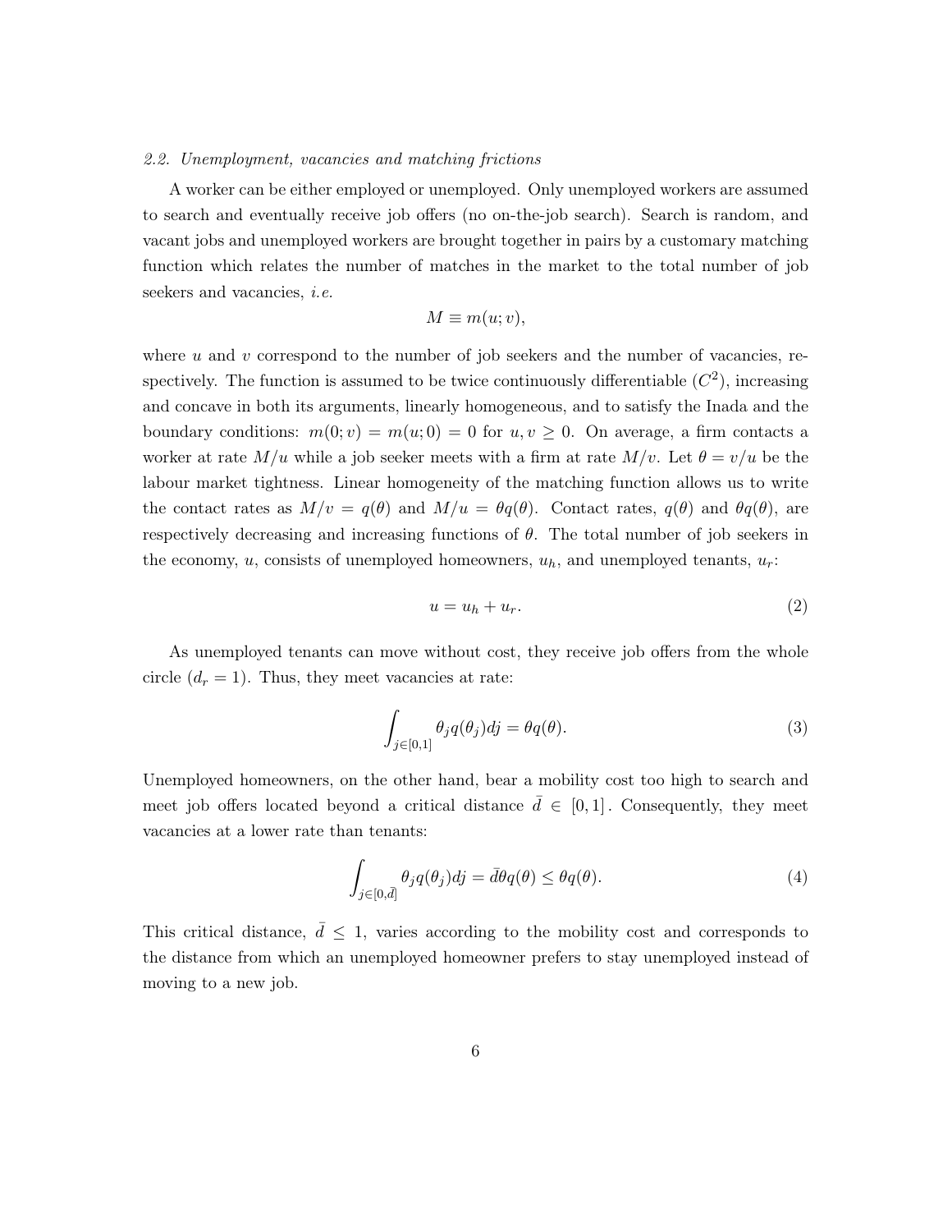### 2.2. Unemployment, vacancies and matching frictions

A worker can be either employed or unemployed. Only unemployed workers are assumed to search and eventually receive job offers (no on-the-job search). Search is random, and vacant jobs and unemployed workers are brought together in pairs by a customary matching function which relates the number of matches in the market to the total number of job seekers and vacancies, *i.e.*

$$M \equiv m(u; v),$$

where $u$ and $v$ correspond to the number of job seekers and the number of vacancies, respectively. The function is assumed to be twice continuously differentiable ($C^2$), increasing and concave in both its arguments, linearly homogeneous, and to satisfy the Inada and the boundary conditions: $m(0; v) = m(u; 0) = 0$ for $u, v \geq 0$. On average, a firm contacts a worker at rate $M/u$ while a job seeker meets with a firm at rate $M/v$. Let $\theta = v/u$ be the labour market tightness. Linear homogeneity of the matching function allows us to write the contact rates as $M/v = q(\theta)$ and $M/u = \theta q(\theta)$. Contact rates, $q(\theta)$ and $\theta q(\theta)$, are respectively decreasing and increasing functions of $\theta$. The total number of job seekers in the economy, $u$, consists of unemployed homeowners, $u_h$, and unemployed tenants, $u_r$:

$$u = u_h + u_r. \tag{2}$$

As unemployed tenants can move without cost, they receive job offers from the whole circle ($d_r = 1$). Thus, they meet vacancies at rate:

$$\int_{j \in [0,1]} \theta_j q(\theta_j) dj = \theta q(\theta). \tag{3}$$

Unemployed homeowners, on the other hand, bear a mobility cost too high to search and meet job offers located beyond a critical distance $\bar{d} \in [0, 1]$. Consequently, they meet vacancies at a lower rate than tenants:

$$\int_{j \in [0,\bar{d}]} \theta_j q(\theta_j) dj = \bar{d} \theta q(\theta) \leq \theta q(\theta). \tag{4}$$

This critical distance, $\bar{d} \leq 1$, varies according to the mobility cost and corresponds to the distance from which an unemployed homeowner prefers to stay unemployed instead of moving to a new job.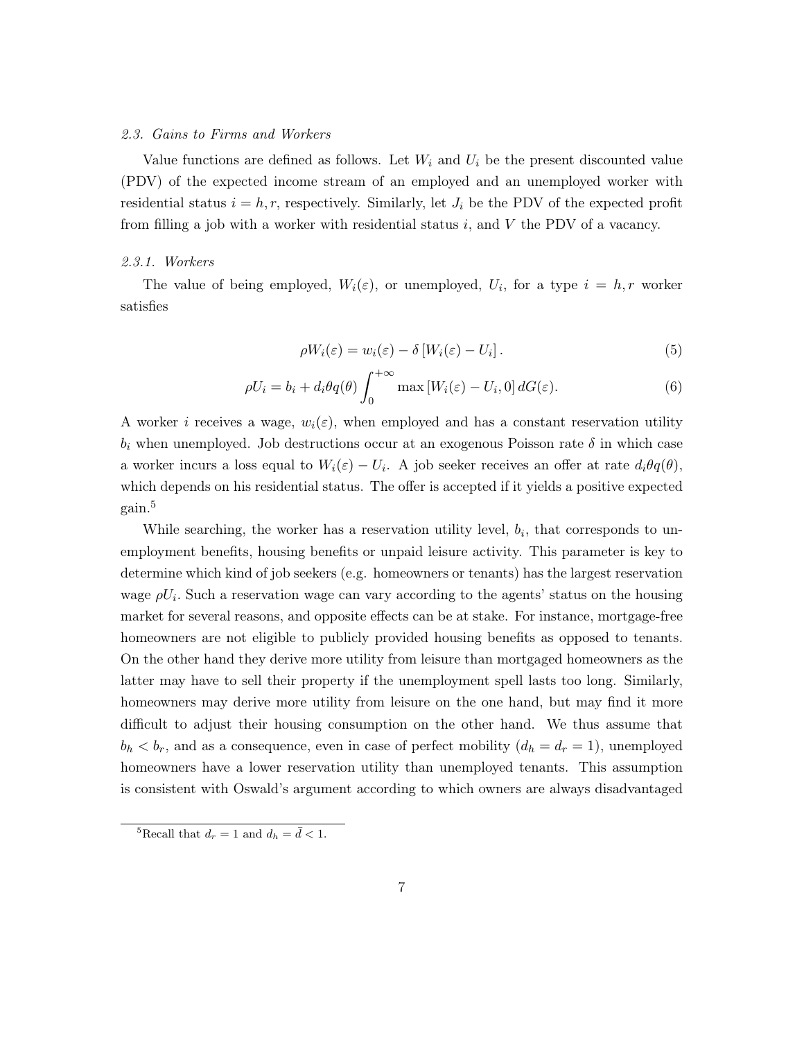### *2.3. Gains to Firms and Workers*

Value functions are defined as follows. Let $W_i$ and $U_i$ be the present discounted value (PDV) of the expected income stream of an employed and an unemployed worker with residential status $i = h, r$, respectively. Similarly, let $J_i$ be the PDV of the expected profit from filling a job with a worker with residential status $i$, and $V$ the PDV of a vacancy.

#### *2.3.1. Workers*

The value of being employed, $W_i(\varepsilon)$, or unemployed, $U_i$, for a type $i = h, r$ worker satisfies

$$\rho W_i(\varepsilon) = w_i(\varepsilon) - \delta \left[ W_i(\varepsilon) - U_i \right]. \tag{5}$$

$$\rho U_i = b_i + d_i \theta q(\theta) \int_0^{+\infty} \max \left[ W_i(\varepsilon) - U_i, 0 \right] dG(\varepsilon). \tag{6}$$

A worker $i$ receives a wage, $w_i(\varepsilon)$, when employed and has a constant reservation utility $b_i$ when unemployed. Job destructions occur at an exogenous Poisson rate $\delta$ in which case a worker incurs a loss equal to $W_i(\varepsilon) - U_i$. A job seeker receives an offer at rate $d_i \theta q(\theta)$, which depends on his residential status. The offer is accepted if it yields a positive expected gain.[5]

While searching, the worker has a reservation utility level, $b_i$, that corresponds to unemployment benefits, housing benefits or unpaid leisure activity. This parameter is key to determine which kind of job seekers (e.g. homeowners or tenants) has the largest reservation wage $\rho U_i$. Such a reservation wage can vary according to the agents' status on the housing market for several reasons, and opposite effects can be at stake. For instance, mortgage-free homeowners are not eligible to publicly provided housing benefits as opposed to tenants. On the other hand they derive more utility from leisure than mortgaged homeowners as the latter may have to sell their property if the unemployment spell lasts too long. Similarly, homeowners may derive more utility from leisure on the one hand, but may find it more difficult to adjust their housing consumption on the other hand. We thus assume that $b_h < b_r$, and as a consequence, even in case of perfect mobility ($d_h = d_r = 1$), unemployed homeowners have a lower reservation utility than unemployed tenants. This assumption is consistent with Oswald's argument according to which owners are always disadvantaged

[5] Recall that $d_r = 1$ and $d_h = \bar{d} < 1$.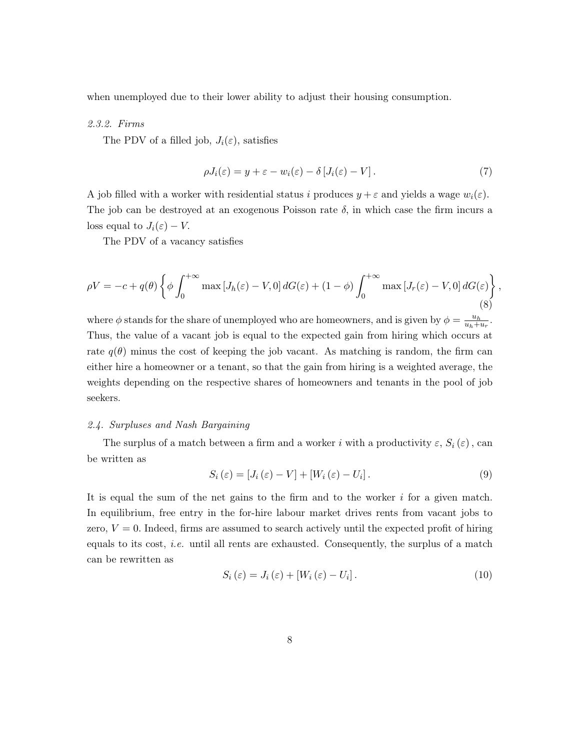when unemployed due to their lower ability to adjust their housing consumption.

#### *2.3.2. Firms*

The PDV of a filled job, $J_i(\varepsilon)$, satisfies

$$\rho J_i(\varepsilon) = y + \varepsilon - w_i(\varepsilon) - \delta \left[ J_i(\varepsilon) - V \right]. \tag{7}$$

A job filled with a worker with residential status $i$ produces $y + \varepsilon$ and yields a wage $w_i(\varepsilon)$. The job can be destroyed at an exogenous Poisson rate $\delta$, in which case the firm incurs a loss equal to $J_i(\varepsilon) - V$.

The PDV of a vacancy satisfies

$$\rho V = -c + q(\theta) \left\{ \phi \int_0^{+\infty} \max \left[ J_h(\varepsilon) - V, 0 \right] dG(\varepsilon) + (1 - \phi) \int_0^{+\infty} \max \left[ J_r(\varepsilon) - V, 0 \right] dG(\varepsilon) \right\}, \tag{8}$$

where $\phi$ stands for the share of unemployed who are homeowners, and is given by $\phi = \frac{u_h}{u_h + u_r}$. Thus, the value of a vacant job is equal to the expected gain from hiring which occurs at rate $q(\theta)$ minus the cost of keeping the job vacant. As matching is random, the firm can either hire a homeowner or a tenant, so that the gain from hiring is a weighted average, the weights depending on the respective shares of homeowners and tenants in the pool of job seekers.

### *2.4. Surpluses and Nash Bargaining*

The surplus of a match between a firm and a worker $i$ with a productivity $\varepsilon$, $S_i(\varepsilon)$, can be written as

$$S_i(\varepsilon) = \left[ J_i(\varepsilon) - V \right] + \left[ W_i(\varepsilon) - U_i \right]. \tag{9}$$

It is equal the sum of the net gains to the firm and to the worker $i$ for a given match. In equilibrium, free entry in the for-hire labour market drives rents from vacant jobs to zero, $V = 0$. Indeed, firms are assumed to search actively until the expected profit of hiring equals to its cost, *i.e.* until all rents are exhausted. Consequently, the surplus of a match can be rewritten as

$$S_i(\varepsilon) = J_i(\varepsilon) + \left[ W_i(\varepsilon) - U_i \right]. \tag{10}$$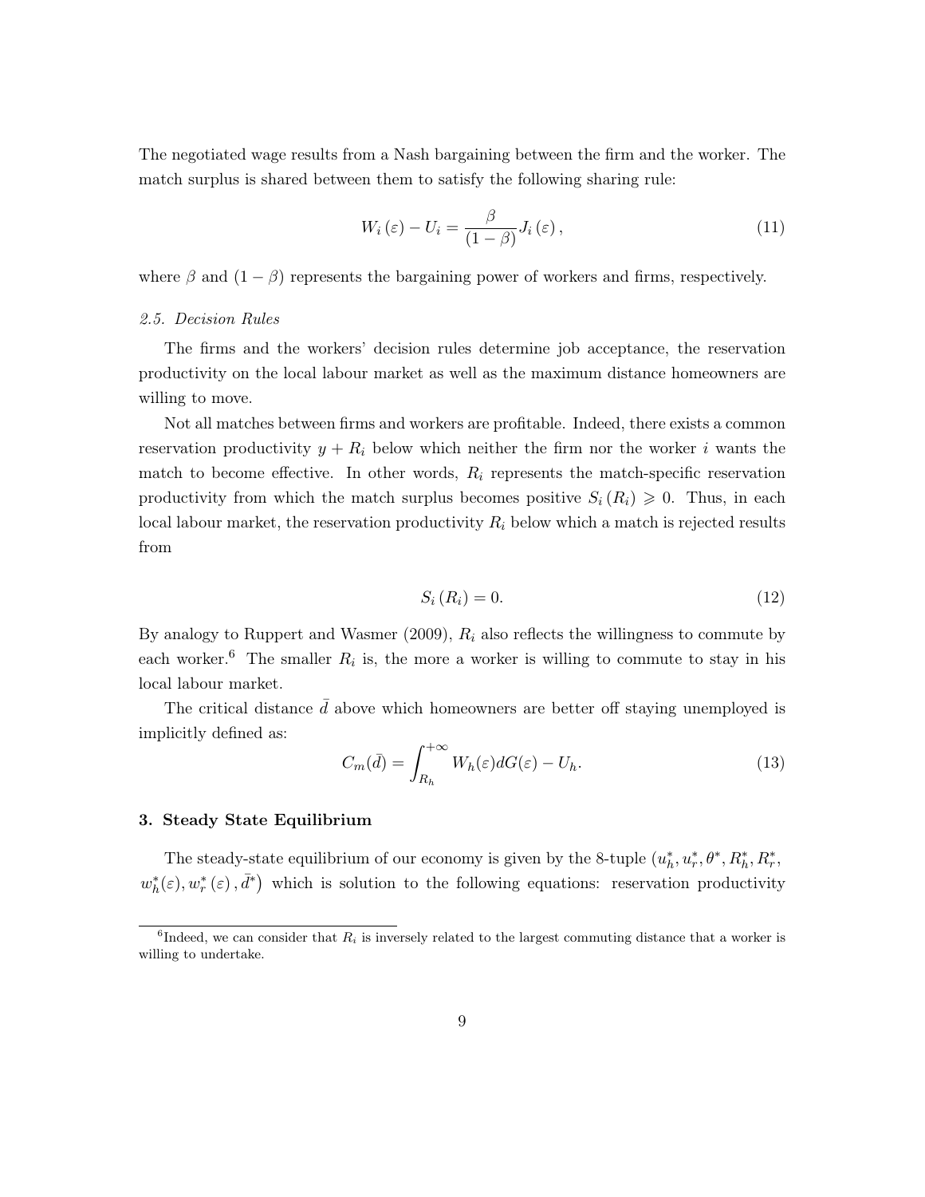The negotiated wage results from a Nash bargaining between the firm and the worker. The match surplus is shared between them to satisfy the following sharing rule:

$$W_i(\varepsilon) - U_i = \frac{\beta}{(1-\beta)} J_i(\varepsilon), \tag{11}$$

where $\beta$ and $(1-\beta)$ represents the bargaining power of workers and firms, respectively.

### *2.5. Decision Rules*

The firms and the workers' decision rules determine job acceptance, the reservation productivity on the local labour market as well as the maximum distance homeowners are willing to move.

Not all matches between firms and workers are profitable. Indeed, there exists a common reservation productivity $y + R_i$ below which neither the firm nor the worker $i$ wants the match to become effective. In other words, $R_i$ represents the match-specific reservation productivity from which the match surplus becomes positive $S_i(R_i) \geqslant 0$. Thus, in each local labour market, the reservation productivity $R_i$ below which a match is rejected results from

$$S_i(R_i) = 0. \tag{12}$$

By analogy to Ruppert and Wasmer (2009), $R_i$ also reflects the willingness to commute by each worker.[6] The smaller $R_i$ is, the more a worker is willing to commute to stay in his local labour market.

The critical distance $\bar{d}$ above which homeowners are better off staying unemployed is implicitly defined as:

$$C_m(\bar{d}) = \int_{R_h}^{+\infty} W_h(\varepsilon) dG(\varepsilon) - U_h. \tag{13}$$

## 3. Steady State Equilibrium

The steady-state equilibrium of our economy is given by the 8-tuple $(u_h^*, u_r^*, \theta^*, R_h^*, R_r^*, w_h^*(\varepsilon), w_r^*(\varepsilon), \bar{d}^*)$ which is solution to the following equations: reservation productivity

[6] Indeed, we can consider that $R_i$ is inversely related to the largest commuting distance that a worker is willing to undertake.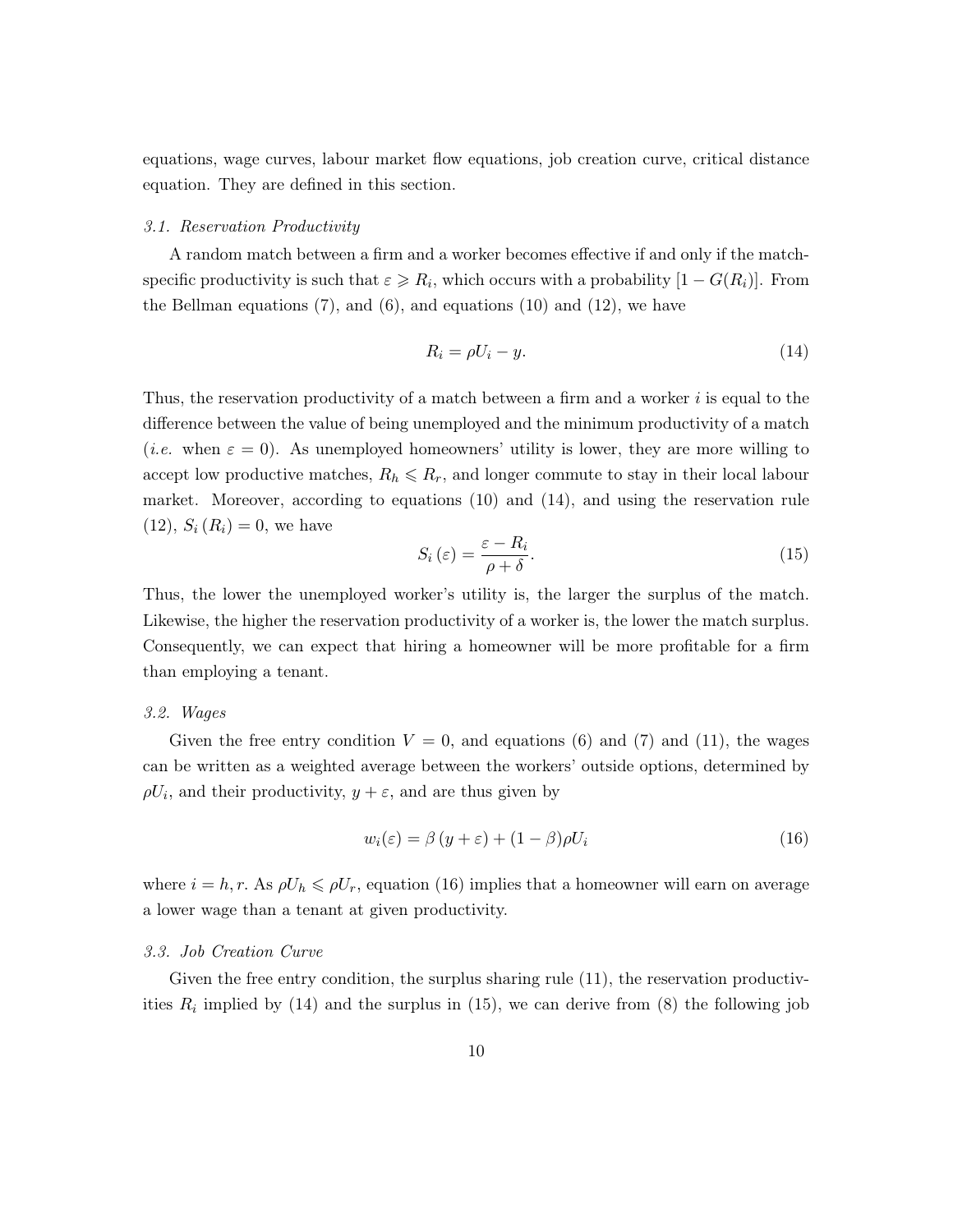equations, wage curves, labour market flow equations, job creation curve, critical distance equation. They are defined in this section.

### *3.1. Reservation Productivity*

A random match between a firm and a worker becomes effective if and only if the match-specific productivity is such that $\varepsilon \geqslant R_i$, which occurs with a probability $[1 - G(R_i)]$. From the Bellman equations (7), and (6), and equations (10) and (12), we have

$$R_i = \rho U_i - y. \tag{14}$$

Thus, the reservation productivity of a match between a firm and a worker $i$ is equal to the difference between the value of being unemployed and the minimum productivity of a match (*i.e.* when $\varepsilon = 0$). As unemployed homeowners' utility is lower, they are more willing to accept low productive matches, $R_h \leqslant R_r$, and longer commute to stay in their local labour market. Moreover, according to equations (10) and (14), and using the reservation rule (12), $S_i(R_i) = 0$, we have

$$S_i(\varepsilon) = \frac{\varepsilon - R_i}{\rho + \delta}. \tag{15}$$

Thus, the lower the unemployed worker's utility is, the larger the surplus of the match. Likewise, the higher the reservation productivity of a worker is, the lower the match surplus. Consequently, we can expect that hiring a homeowner will be more profitable for a firm than employing a tenant.

### *3.2. Wages*

Given the free entry condition $V = 0$, and equations (6) and (7) and (11), the wages can be written as a weighted average between the workers' outside options, determined by $\rho U_i$, and their productivity, $y + \varepsilon$, and are thus given by

$$w_i(\varepsilon) = \beta(y + \varepsilon) + (1 - \beta)\rho U_i \tag{16}$$

where $i = h, r$. As $\rho U_h \leqslant \rho U_r$, equation (16) implies that a homeowner will earn on average a lower wage than a tenant at given productivity.

### *3.3. Job Creation Curve*

Given the free entry condition, the surplus sharing rule (11), the reservation productivities $R_i$ implied by (14) and the surplus in (15), we can derive from (8) the following job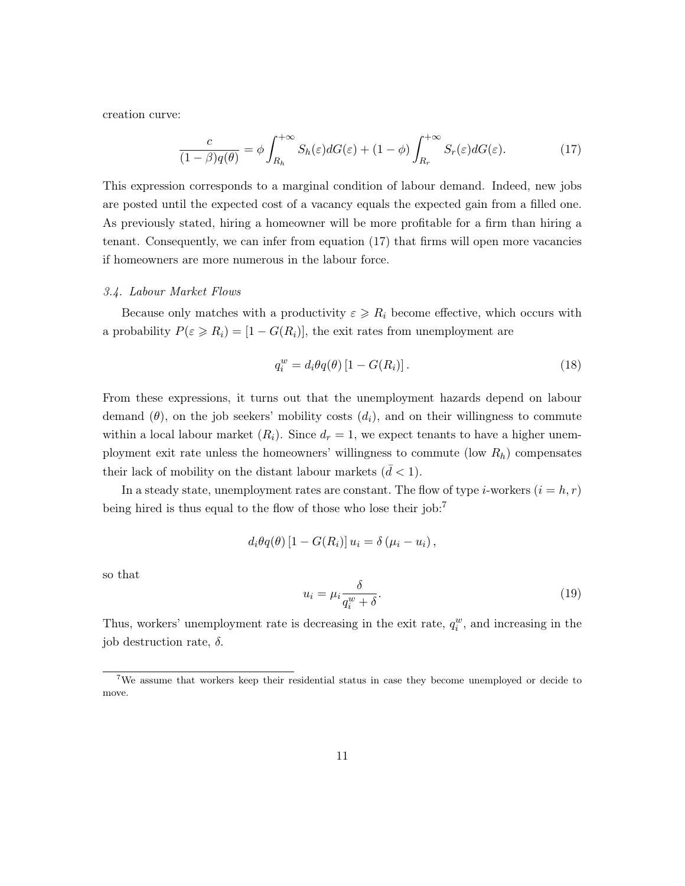creation curve:

$$\frac{c}{(1-\beta)q(\theta)} = \phi \int_{R_h}^{+\infty} S_h(\varepsilon)dG(\varepsilon) + (1-\phi) \int_{R_r}^{+\infty} S_r(\varepsilon)dG(\varepsilon). \tag{17}$$

This expression corresponds to a marginal condition of labour demand. Indeed, new jobs are posted until the expected cost of a vacancy equals the expected gain from a filled one. As previously stated, hiring a homeowner will be more profitable for a firm than hiring a tenant. Consequently, we can infer from equation (17) that firms will open more vacancies if homeowners are more numerous in the labour force.

*3.4. Labour Market Flows*

Because only matches with a productivity $\varepsilon \geqslant R_i$ become effective, which occurs with a probability $P(\varepsilon \geqslant R_i) = [1 - G(R_i)]$, the exit rates from unemployment are

$$q_i^w = d_i \theta q(\theta) \left[1 - G(R_i)\right]. \tag{18}$$

From these expressions, it turns out that the unemployment hazards depend on labour demand ($\theta$), on the job seekers' mobility costs ($d_i$), and on their willingness to commute within a local labour market ($R_i$). Since $d_r = 1$, we expect tenants to have a higher unemployment exit rate unless the homeowners' willingness to commute (low $R_h$) compensates their lack of mobility on the distant labour markets ($\bar{d} < 1$).

In a steady state, unemployment rates are constant. The flow of type $i$-workers ($i = h, r$) being hired is thus equal to the flow of those who lose their job:[7]

$$d_i \theta q(\theta) \left[1 - G(R_i)\right] u_i = \delta \left(\mu_i - u_i\right),$$

so that

$$u_i = \mu_i \frac{\delta}{q_i^w + \delta}. \tag{19}$$

Thus, workers' unemployment rate is decreasing in the exit rate, $q_i^w$, and increasing in the job destruction rate, $\delta$.

[7] We assume that workers keep their residential status in case they become unemployed or decide to move.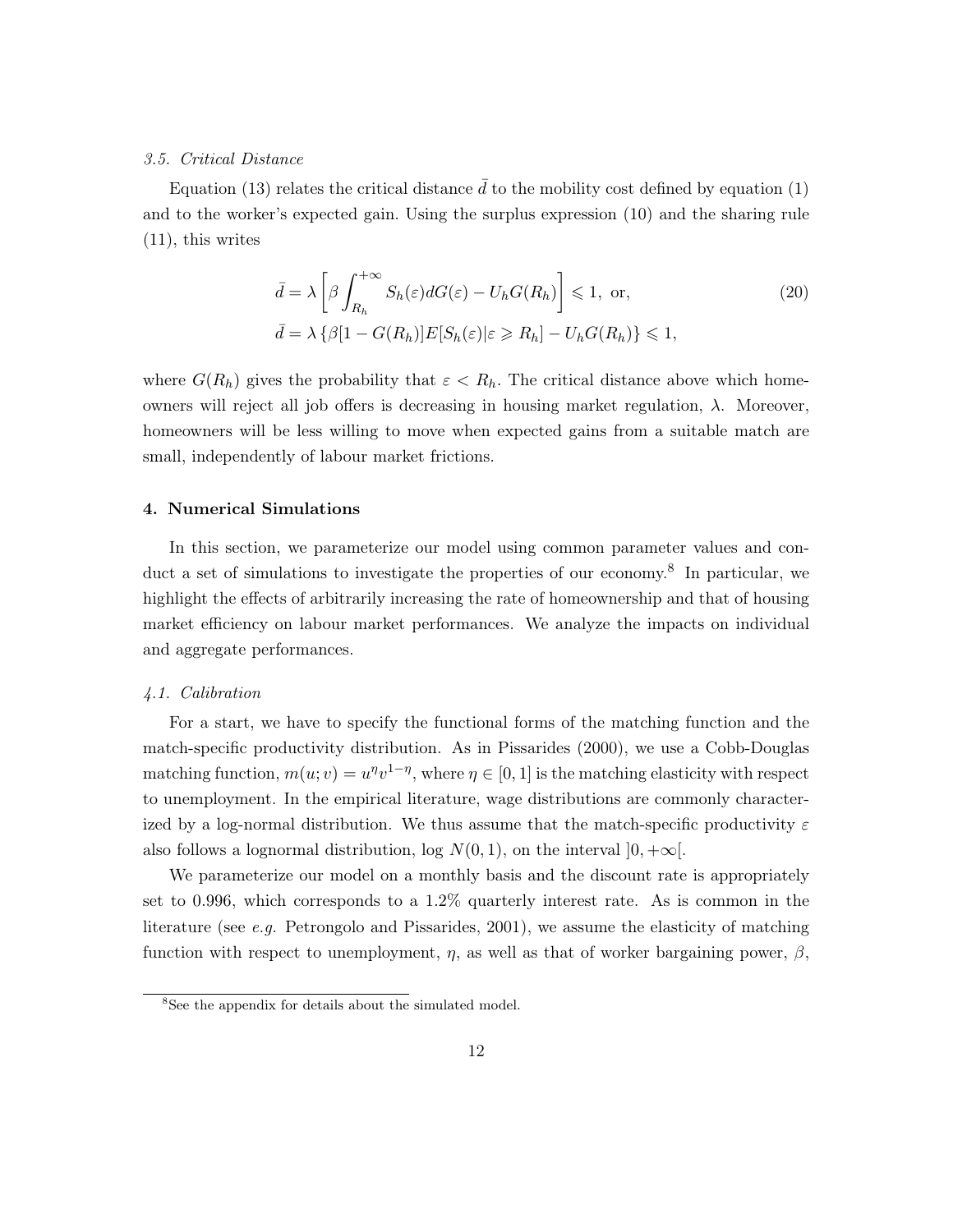### *3.5. Critical Distance*

Equation (13) relates the critical distance $\bar{d}$ to the mobility cost defined by equation (1) and to the worker's expected gain. Using the surplus expression (10) and the sharing rule (11), this writes

$$
\begin{aligned}
\bar{d} &= \lambda \left[ \beta \int_{R_h}^{+\infty} S_h(\varepsilon) dG(\varepsilon) - U_h G(R_h) \right] \leqslant 1, \text{ or,} \\
\bar{d} &= \lambda \left\{ \beta [1 - G(R_h)] E[S_h(\varepsilon) | \varepsilon \geqslant R_h] - U_h G(R_h) \right\} \leqslant 1,
\end{aligned}
\tag{20}
$$

where $G(R_h)$ gives the probability that $\varepsilon < R_h$. The critical distance above which homeowners will reject all job offers is decreasing in housing market regulation, $\lambda$. Moreover, homeowners will be less willing to move when expected gains from a suitable match are small, independently of labour market frictions.

## 4. Numerical Simulations

In this section, we parameterize our model using common parameter values and conduct a set of simulations to investigate the properties of our economy.[8] In particular, we highlight the effects of arbitrarily increasing the rate of homeownership and that of housing market efficiency on labour market performances. We analyze the impacts on individual and aggregate performances.

### *4.1. Calibration*

For a start, we have to specify the functional forms of the matching function and the match-specific productivity distribution. As in Pissarides (2000), we use a Cobb-Douglas matching function, $m(u; v) = u^{\eta} v^{1-\eta}$, where $\eta \in [0, 1]$ is the matching elasticity with respect to unemployment. In the empirical literature, wage distributions are commonly characterized by a log-normal distribution. We thus assume that the match-specific productivity $\varepsilon$ also follows a lognormal distribution, $\log N(0, 1)$, on the interval $]0, +\infty[$.

We parameterize our model on a monthly basis and the discount rate is appropriately set to 0.996, which corresponds to a 1.2% quarterly interest rate. As is common in the literature (see *e.g.* Petrongolo and Pissarides, 2001), we assume the elasticity of matching function with respect to unemployment, $\eta$, as well as that of worker bargaining power, $\beta$,

[8] See the appendix for details about the simulated model.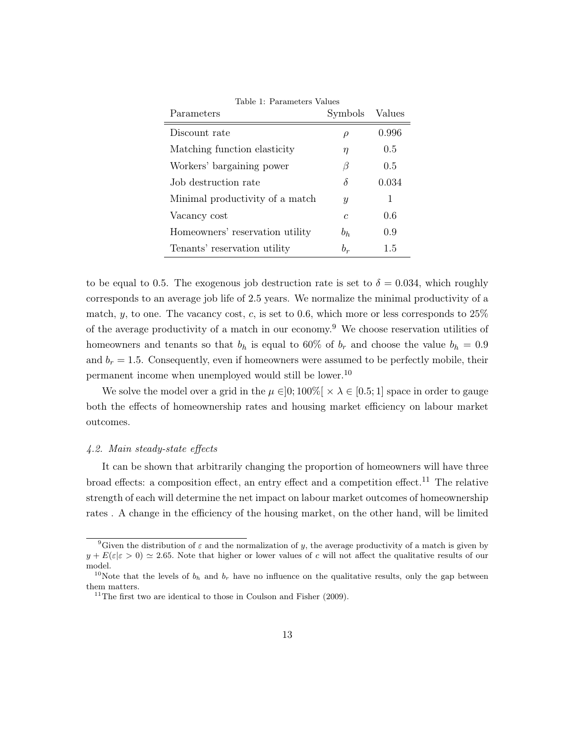Table 1: Parameters Values

| Parameters | Symbols | Values |
|---|---|---|
| Discount rate | $\rho$ | 0.996 |
| Matching function elasticity | $\eta$ | 0.5 |
| Workers' bargaining power | $\beta$ | 0.5 |
| Job destruction rate | $\delta$ | 0.034 |
| Minimal productivity of a match | $y$ | 1 |
| Vacancy cost | $c$ | 0.6 |
| Homeowners' reservation utility | $b_h$ | 0.9 |
| Tenants' reservation utility | $b_r$ | 1.5 |

to be equal to 0.5. The exogenous job destruction rate is set to $\delta = 0.034$, which roughly corresponds to an average job life of 2.5 years. We normalize the minimal productivity of a match, $y$, to one. The vacancy cost, $c$, is set to 0.6, which more or less corresponds to 25% of the average productivity of a match in our economy.[9] We choose reservation utilities of homeowners and tenants so that $b_h$ is equal to 60% of $b_r$ and choose the value $b_h = 0.9$ and $b_r = 1.5$. Consequently, even if homeowners were assumed to be perfectly mobile, their permanent income when unemployed would still be lower.[10]

We solve the model over a grid in the $\mu \in ]0; 100\%[ \times \lambda \in [0.5; 1]$ space in order to gauge both the effects of homeownership rates and housing market efficiency on labour market outcomes.

### *4.2. Main steady-state effects*

It can be shown that arbitrarily changing the proportion of homeowners will have three broad effects: a composition effect, an entry effect and a competition effect.[11] The relative strength of each will determine the net impact on labour market outcomes of homeownership rates . A change in the efficiency of the housing market, on the other hand, will be limited

[9] Given the distribution of $\varepsilon$ and the normalization of $y$, the average productivity of a match is given by $y + E(\varepsilon|\varepsilon > 0) \simeq 2.65$. Note that higher or lower values of $c$ will not affect the qualitative results of our model.

[10] Note that the levels of $b_h$ and $b_r$ have no influence on the qualitative results, only the gap between them matters.

[11] The first two are identical to those in Coulson and Fisher (2009).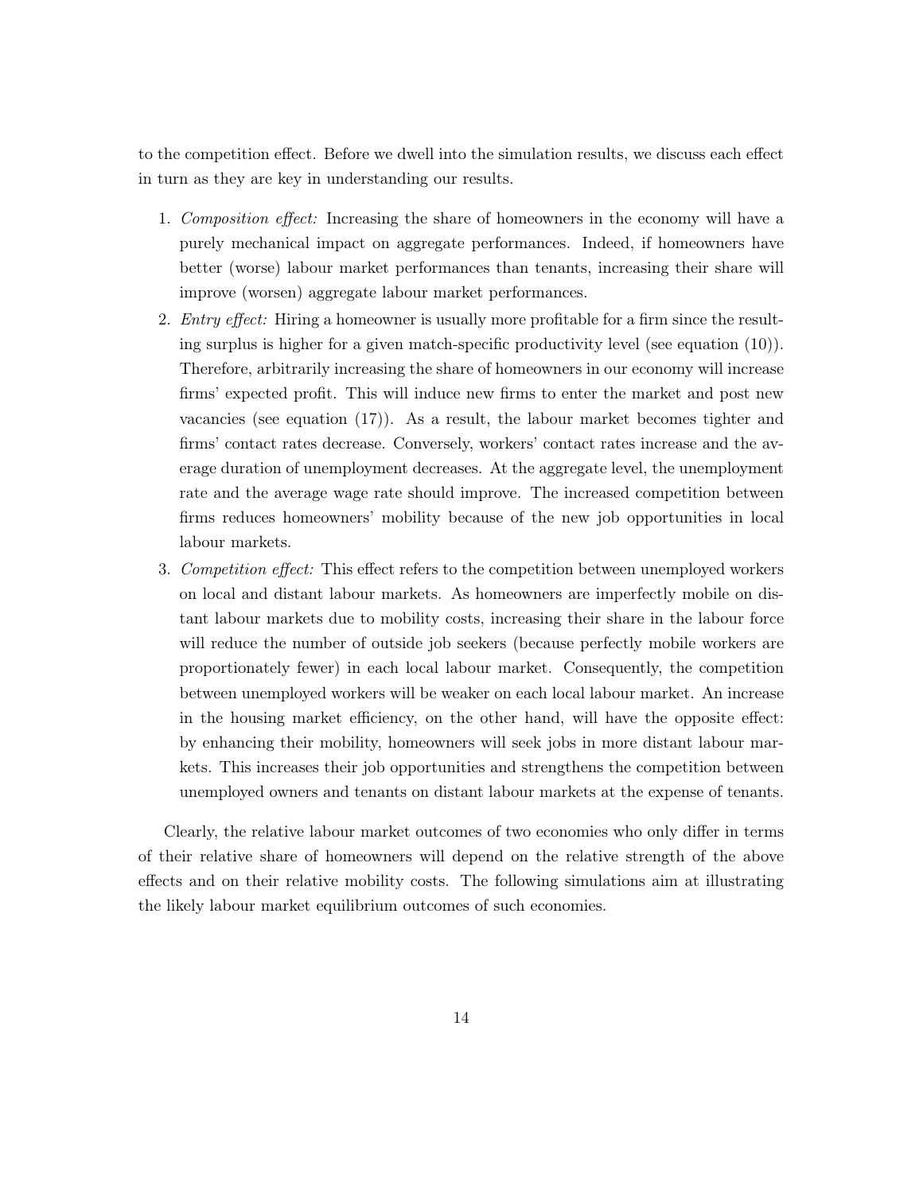to the competition effect. Before we dwell into the simulation results, we discuss each effect in turn as they are key in understanding our results.

1. *Composition effect:* Increasing the share of homeowners in the economy will have a purely mechanical impact on aggregate performances. Indeed, if homeowners have better (worse) labour market performances than tenants, increasing their share will improve (worsen) aggregate labour market performances.
2. *Entry effect:* Hiring a homeowner is usually more profitable for a firm since the resulting surplus is higher for a given match-specific productivity level (see equation (10)). Therefore, arbitrarily increasing the share of homeowners in our economy will increase firms' expected profit. This will induce new firms to enter the market and post new vacancies (see equation (17)). As a result, the labour market becomes tighter and firms' contact rates decrease. Conversely, workers' contact rates increase and the average duration of unemployment decreases. At the aggregate level, the unemployment rate and the average wage rate should improve. The increased competition between firms reduces homeowners' mobility because of the new job opportunities in local labour markets.
3. *Competition effect:* This effect refers to the competition between unemployed workers on local and distant labour markets. As homeowners are imperfectly mobile on distant labour markets due to mobility costs, increasing their share in the labour force will reduce the number of outside job seekers (because perfectly mobile workers are proportionately fewer) in each local labour market. Consequently, the competition between unemployed workers will be weaker on each local labour market. An increase in the housing market efficiency, on the other hand, will have the opposite effect: by enhancing their mobility, homeowners will seek jobs in more distant labour markets. This increases their job opportunities and strengthens the competition between unemployed owners and tenants on distant labour markets at the expense of tenants.

Clearly, the relative labour market outcomes of two economies who only differ in terms of their relative share of homeowners will depend on the relative strength of the above effects and on their relative mobility costs. The following simulations aim at illustrating the likely labour market equilibrium outcomes of such economies.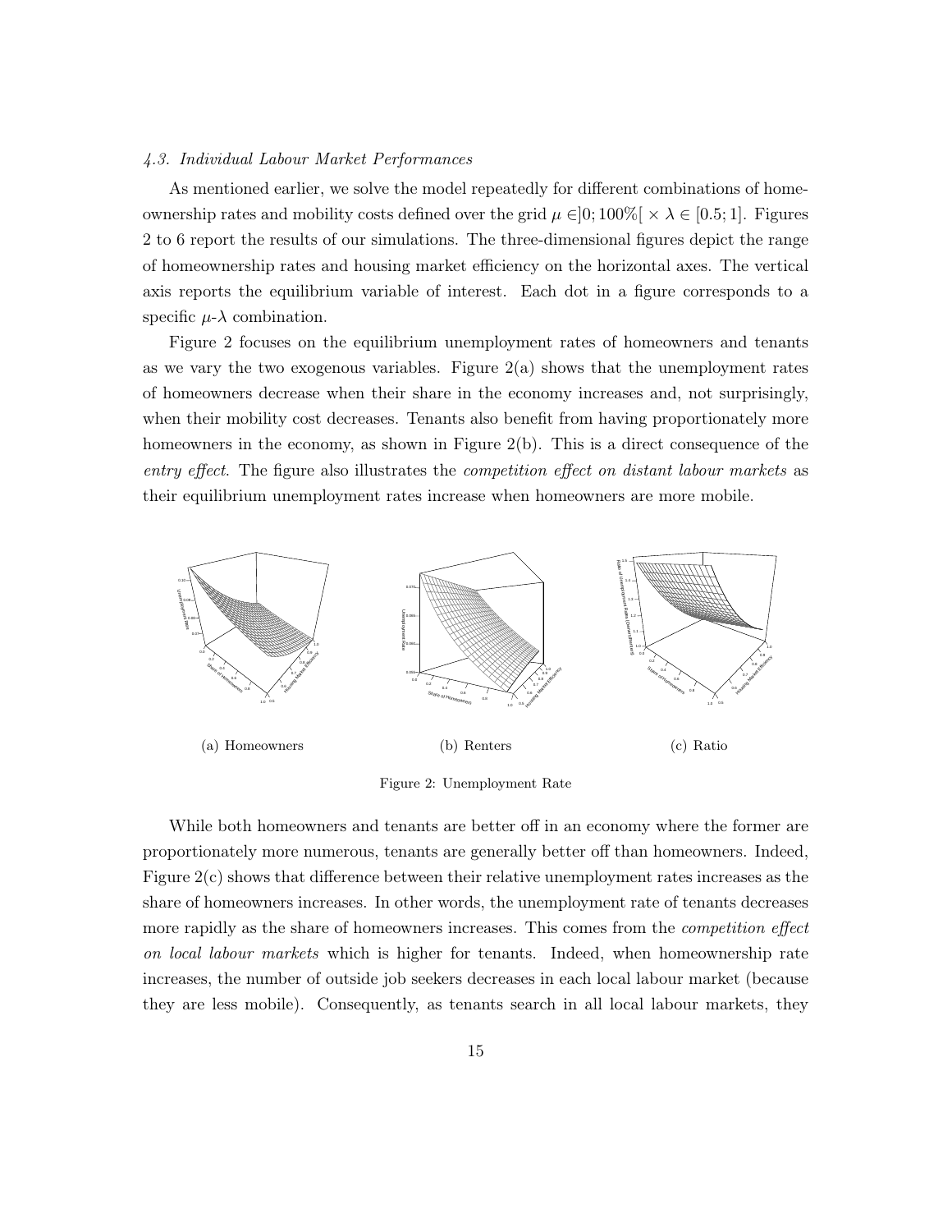*4.3. Individual Labour Market Performances*

As mentioned earlier, we solve the model repeatedly for different combinations of homeownership rates and mobility costs defined over the grid $\mu \in ]0; 100\%[ \times \lambda \in [0.5; 1]$. Figures 2 to 6 report the results of our simulations. The three-dimensional figures depict the range of homeownership rates and housing market efficiency on the horizontal axes. The vertical axis reports the equilibrium variable of interest. Each dot in a figure corresponds to a specific $\mu$-$\lambda$ combination.

Figure 2 focuses on the equilibrium unemployment rates of homeowners and tenants as we vary the two exogenous variables. Figure 2(a) shows that the unemployment rates of homeowners decrease when their share in the economy increases and, not surprisingly, when their mobility cost decreases. Tenants also benefit from having proportionately more homeowners in the economy, as shown in Figure 2(b). This is a direct consequence of the *entry effect*. The figure also illustrates the *competition effect on distant labour markets* as their equilibrium unemployment rates increase when homeowners are more mobile.

(a) Homeowners

(b) Renters

(c) Ratio

Figure 2: Unemployment Rate

While both homeowners and tenants are better off in an economy where the former are proportionately more numerous, tenants are generally better off than homeowners. Indeed, Figure 2(c) shows that difference between their relative unemployment rates increases as the share of homeowners increases. In other words, the unemployment rate of tenants decreases more rapidly as the share of homeowners increases. This comes from the *competition effect on local labour markets* which is higher for tenants. Indeed, when homeownership rate increases, the number of outside job seekers decreases in each local labour market (because they are less mobile). Consequently, as tenants search in all local labour markets, they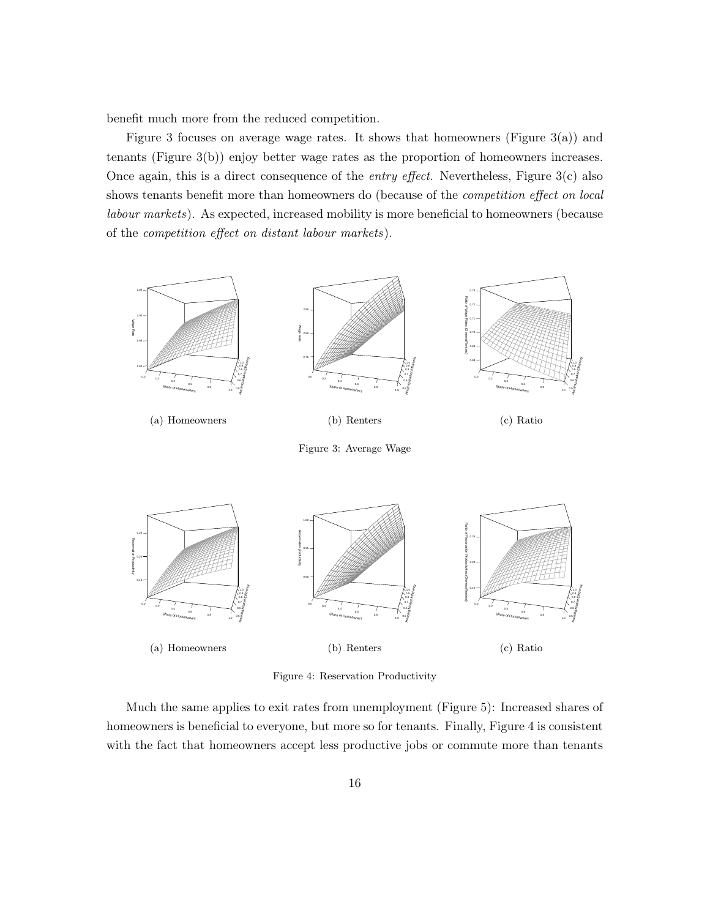benefit much more from the reduced competition.

Figure 3 focuses on average wage rates. It shows that homeowners (Figure 3(a)) and tenants (Figure 3(b)) enjoy better wage rates as the proportion of homeowners increases. Once again, this is a direct consequence of the *entry effect*. Nevertheless, Figure 3(c) also shows tenants benefit more than homeowners do (because of the *competition effect on local labour markets*). As expected, increased mobility is more beneficial to homeowners (because of the *competition effect on distant labour markets*).

(a) Homeowners

(b) Renters

(c) Ratio

Figure 3: Average Wage

(a) Homeowners

(b) Renters

(c) Ratio

Figure 4: Reservation Productivity

Much the same applies to exit rates from unemployment (Figure 5): Increased shares of homeowners is beneficial to everyone, but more so for tenants. Finally, Figure 4 is consistent with the fact that homeowners accept less productive jobs or commute more than tenants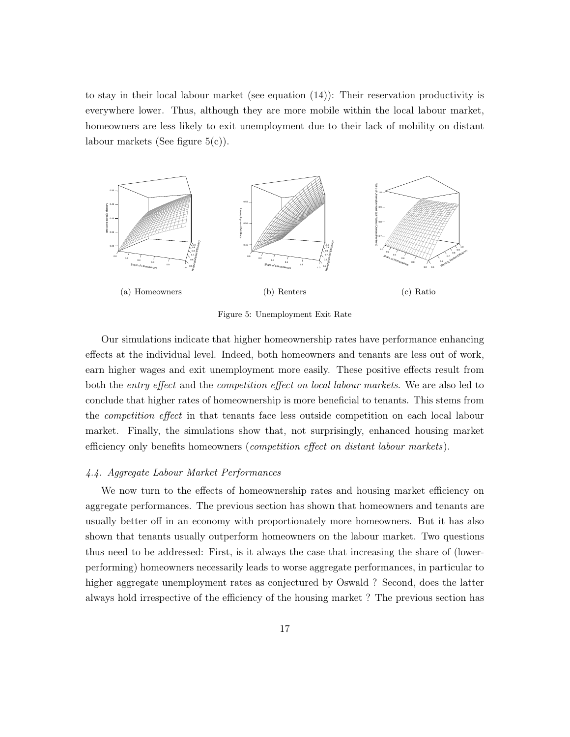to stay in their local labour market (see equation (14)): Their reservation productivity is everywhere lower. Thus, although they are more mobile within the local labour market, homeowners are less likely to exit unemployment due to their lack of mobility on distant labour markets (See figure 5(c)).

(a) Homeowners

(b) Renters

(c) Ratio

Figure 5: Unemployment Exit Rate

Our simulations indicate that higher homeownership rates have performance enhancing effects at the individual level. Indeed, both homeowners and tenants are less out of work, earn higher wages and exit unemployment more easily. These positive effects result from both the *entry effect* and the *competition effect on local labour markets*. We are also led to conclude that higher rates of homeownership is more beneficial to tenants. This stems from the *competition effect* in that tenants face less outside competition on each local labour market. Finally, the simulations show that, not surprisingly, enhanced housing market efficiency only benefits homeowners (*competition effect on distant labour markets*).

### *4.4. Aggregate Labour Market Performances*

We now turn to the effects of homeownership rates and housing market efficiency on aggregate performances. The previous section has shown that homeowners and tenants are usually better off in an economy with proportionately more homeowners. But it has also shown that tenants usually outperform homeowners on the labour market. Two questions thus need to be addressed: First, is it always the case that increasing the share of (lower-performing) homeowners necessarily leads to worse aggregate performances, in particular to higher aggregate unemployment rates as conjectured by Oswald ? Second, does the latter always hold irrespective of the efficiency of the housing market ? The previous section has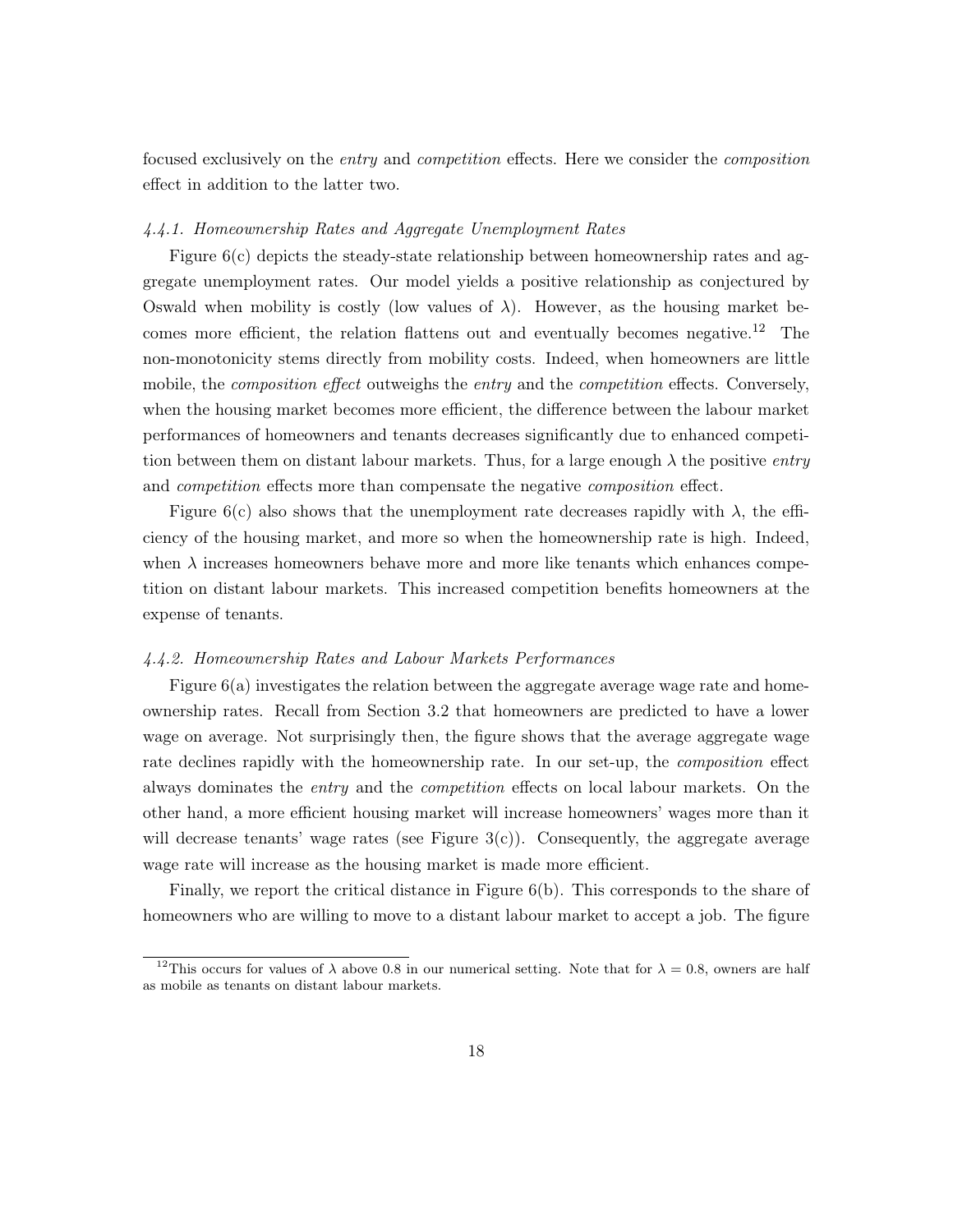focused exclusively on the *entry* and *competition* effects. Here we consider the *composition* effect in addition to the latter two.

#### *4.4.1. Homeownership Rates and Aggregate Unemployment Rates*

Figure 6(c) depicts the steady-state relationship between homeownership rates and aggregate unemployment rates. Our model yields a positive relationship as conjectured by Oswald when mobility is costly (low values of $\lambda$). However, as the housing market becomes more efficient, the relation flattens out and eventually becomes negative.[12] The non-monotonicity stems directly from mobility costs. Indeed, when homeowners are little mobile, the *composition effect* outweighs the *entry* and the *competition* effects. Conversely, when the housing market becomes more efficient, the difference between the labour market performances of homeowners and tenants decreases significantly due to enhanced competition between them on distant labour markets. Thus, for a large enough $\lambda$ the positive *entry* and *competition* effects more than compensate the negative *composition* effect.

Figure 6(c) also shows that the unemployment rate decreases rapidly with $\lambda$, the efficiency of the housing market, and more so when the homeownership rate is high. Indeed, when $\lambda$ increases homeowners behave more and more like tenants which enhances competition on distant labour markets. This increased competition benefits homeowners at the expense of tenants.

#### *4.4.2. Homeownership Rates and Labour Markets Performances*

Figure 6(a) investigates the relation between the aggregate average wage rate and homeownership rates. Recall from Section 3.2 that homeowners are predicted to have a lower wage on average. Not surprisingly then, the figure shows that the average aggregate wage rate declines rapidly with the homeownership rate. In our set-up, the *composition* effect always dominates the *entry* and the *competition* effects on local labour markets. On the other hand, a more efficient housing market will increase homeowners' wages more than it will decrease tenants' wage rates (see Figure 3(c)). Consequently, the aggregate average wage rate will increase as the housing market is made more efficient.

Finally, we report the critical distance in Figure 6(b). This corresponds to the share of homeowners who are willing to move to a distant labour market to accept a job. The figure

[12] This occurs for values of $\lambda$ above 0.8 in our numerical setting. Note that for $\lambda = 0.8$, owners are half as mobile as tenants on distant labour markets.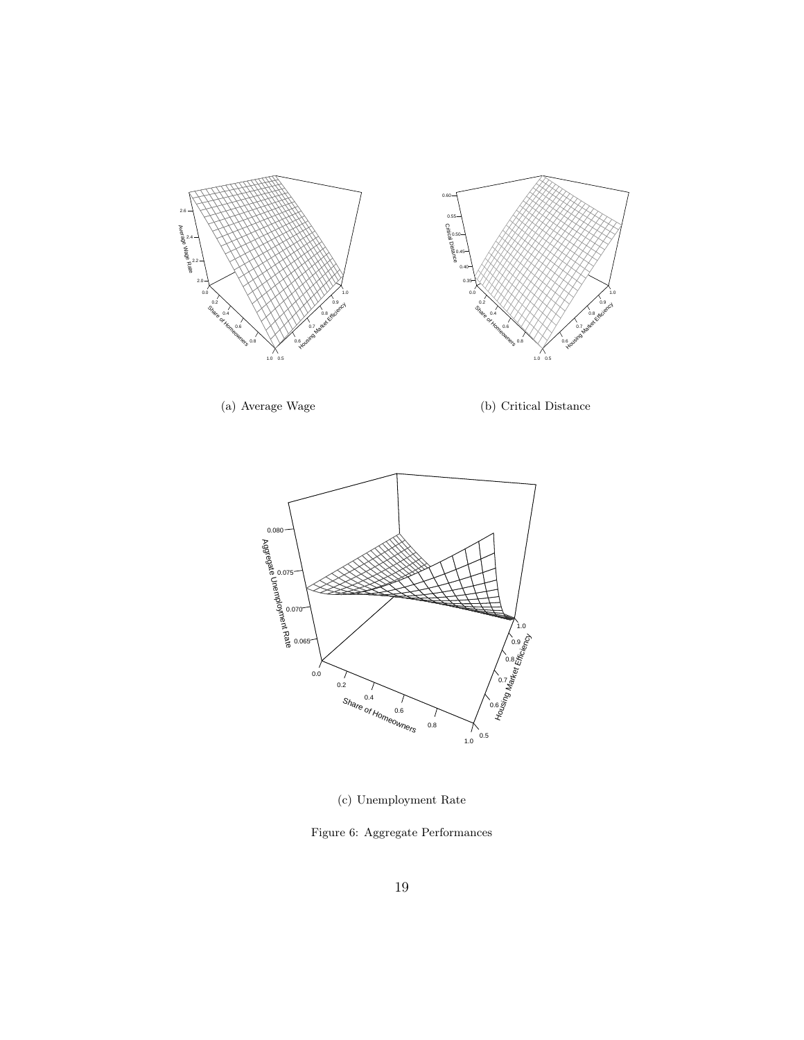(a) Average Wage

(b) Critical Distance

(c) Unemployment Rate

Figure 6: Aggregate Performances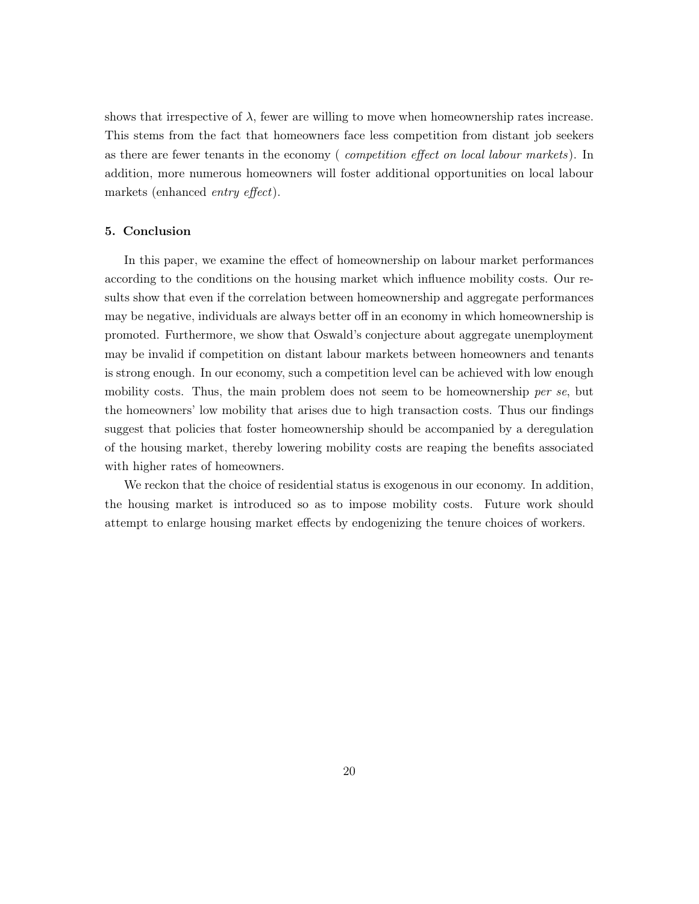shows that irrespective of $\lambda$, fewer are willing to move when homeownership rates increase. This stems from the fact that homeowners face less competition from distant job seekers as there are fewer tenants in the economy ( *competition effect on local labour markets*). In addition, more numerous homeowners will foster additional opportunities on local labour markets (enhanced *entry effect*).

## 5. Conclusion

In this paper, we examine the effect of homeownership on labour market performances according to the conditions on the housing market which influence mobility costs. Our results show that even if the correlation between homeownership and aggregate performances may be negative, individuals are always better off in an economy in which homeownership is promoted. Furthermore, we show that Oswald's conjecture about aggregate unemployment may be invalid if competition on distant labour markets between homeowners and tenants is strong enough. In our economy, such a competition level can be achieved with low enough mobility costs. Thus, the main problem does not seem to be homeownership *per se*, but the homeowners' low mobility that arises due to high transaction costs. Thus our findings suggest that policies that foster homeownership should be accompanied by a deregulation of the housing market, thereby lowering mobility costs are reaping the benefits associated with higher rates of homeowners.

We reckon that the choice of residential status is exogenous in our economy. In addition, the housing market is introduced so as to impose mobility costs. Future work should attempt to enlarge housing market effects by endogenizing the tenure choices of workers.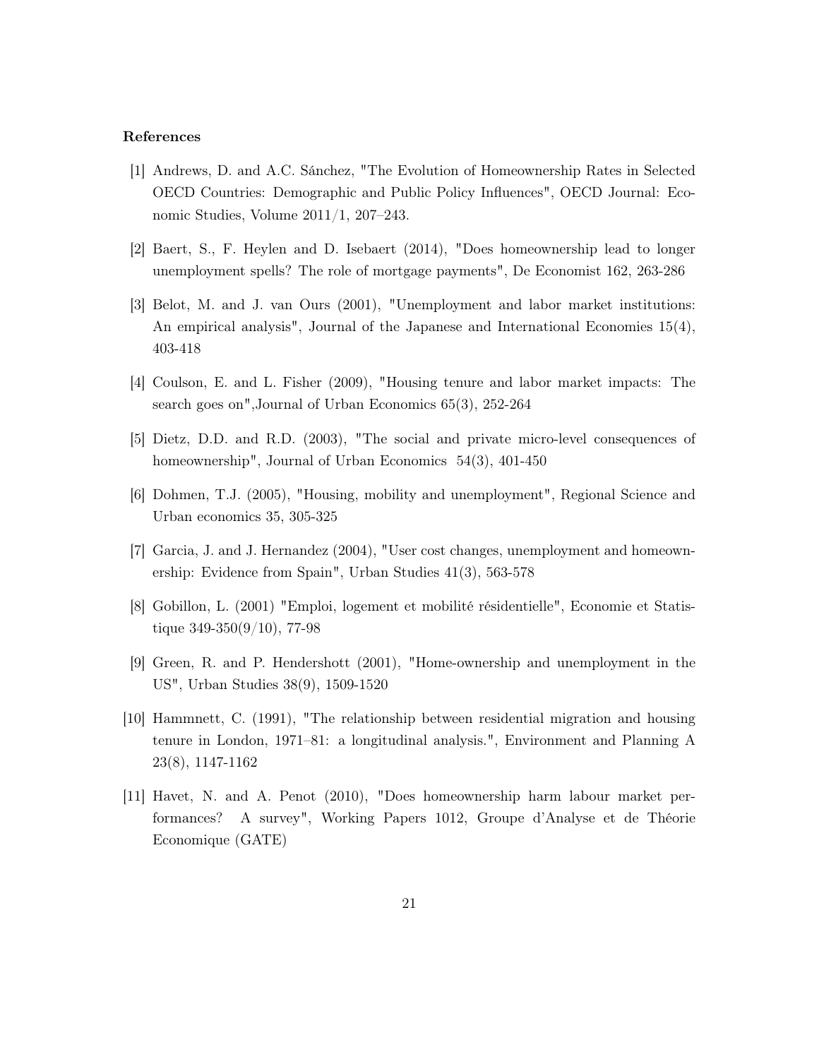### References

[1] Andrews, D. and A.C. Sánchez, "The Evolution of Homeownership Rates in Selected OECD Countries: Demographic and Public Policy Influences", OECD Journal: Economic Studies, Volume 2011/1, 207–243.

[2] Baert, S., F. Heylen and D. Isebaert (2014), "Does homeownership lead to longer unemployment spells? The role of mortgage payments", De Economist 162, 263-286

[3] Belot, M. and J. van Ours (2001), "Unemployment and labor market institutions: An empirical analysis", Journal of the Japanese and International Economies 15(4), 403-418

[4] Coulson, E. and L. Fisher (2009), "Housing tenure and labor market impacts: The search goes on",Journal of Urban Economics 65(3), 252-264

[5] Dietz, D.D. and R.D. (2003), "The social and private micro-level consequences of homeownership", Journal of Urban Economics 54(3), 401-450

[6] Dohmen, T.J. (2005), "Housing, mobility and unemployment", Regional Science and Urban economics 35, 305-325

[7] Garcia, J. and J. Hernandez (2004), "User cost changes, unemployment and homeownership: Evidence from Spain", Urban Studies 41(3), 563-578

[8] Gobillon, L. (2001) "Emploi, logement et mobilité résidentielle", Economie et Statistique 349-350(9/10), 77-98

[9] Green, R. and P. Hendershott (2001), "Home-ownership and unemployment in the US", Urban Studies 38(9), 1509-1520

[10] Hammnett, C. (1991), "The relationship between residential migration and housing tenure in London, 1971–81: a longitudinal analysis.", Environment and Planning A 23(8), 1147-1162

[11] Havet, N. and A. Penot (2010), "Does homeownership harm labour market performances? A survey", Working Papers 1012, Groupe d'Analyse et de Théorie Economique (GATE)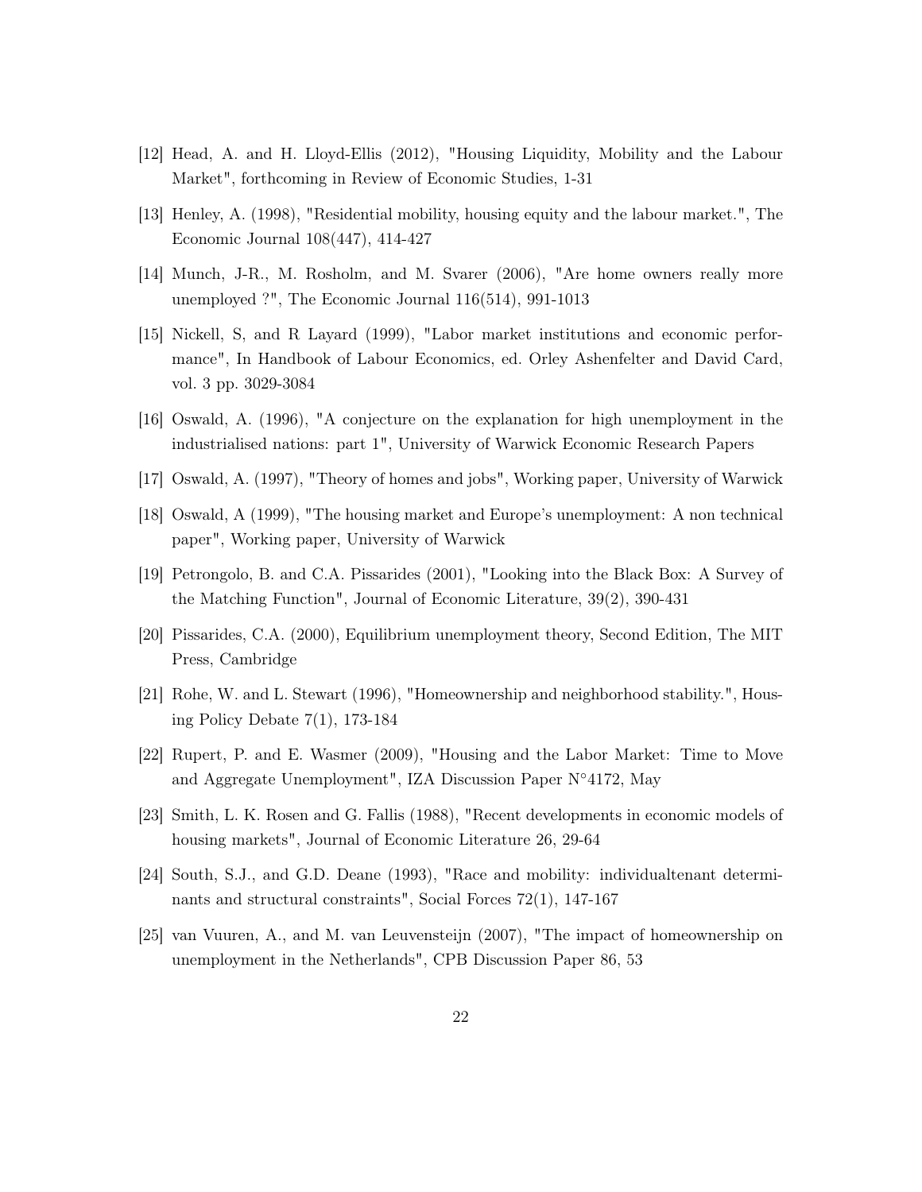[12] Head, A. and H. Lloyd-Ellis (2012), "Housing Liquidity, Mobility and the Labour Market", forthcoming in Review of Economic Studies, 1-31

[13] Henley, A. (1998), "Residential mobility, housing equity and the labour market.", The Economic Journal 108(447), 414-427

[14] Munch, J-R., M. Rosholm, and M. Svarer (2006), "Are home owners really more unemployed ?", The Economic Journal 116(514), 991-1013

[15] Nickell, S, and R Layard (1999), "Labor market institutions and economic performance", In Handbook of Labour Economics, ed. Orley Ashenfelter and David Card, vol. 3 pp. 3029-3084

[16] Oswald, A. (1996), "A conjecture on the explanation for high unemployment in the industrialised nations: part 1", University of Warwick Economic Research Papers

[17] Oswald, A. (1997), "Theory of homes and jobs", Working paper, University of Warwick

[18] Oswald, A (1999), "The housing market and Europe's unemployment: A non technical paper", Working paper, University of Warwick

[19] Petrongolo, B. and C.A. Pissarides (2001), "Looking into the Black Box: A Survey of the Matching Function", Journal of Economic Literature, 39(2), 390-431

[20] Pissarides, C.A. (2000), Equilibrium unemployment theory, Second Edition, The MIT Press, Cambridge

[21] Rohe, W. and L. Stewart (1996), "Homeownership and neighborhood stability.", Housing Policy Debate 7(1), 173-184

[22] Rupert, P. and E. Wasmer (2009), "Housing and the Labor Market: Time to Move and Aggregate Unemployment", IZA Discussion Paper N°4172, May

[23] Smith, L. K. Rosen and G. Fallis (1988), "Recent developments in economic models of housing markets", Journal of Economic Literature 26, 29-64

[24] South, S.J., and G.D. Deane (1993), "Race and mobility: individualtenant determinants and structural constraints", Social Forces 72(1), 147-167

[25] van Vuuren, A., and M. van Leuvensteijn (2007), "The impact of homeownership on unemployment in the Netherlands", CPB Discussion Paper 86, 53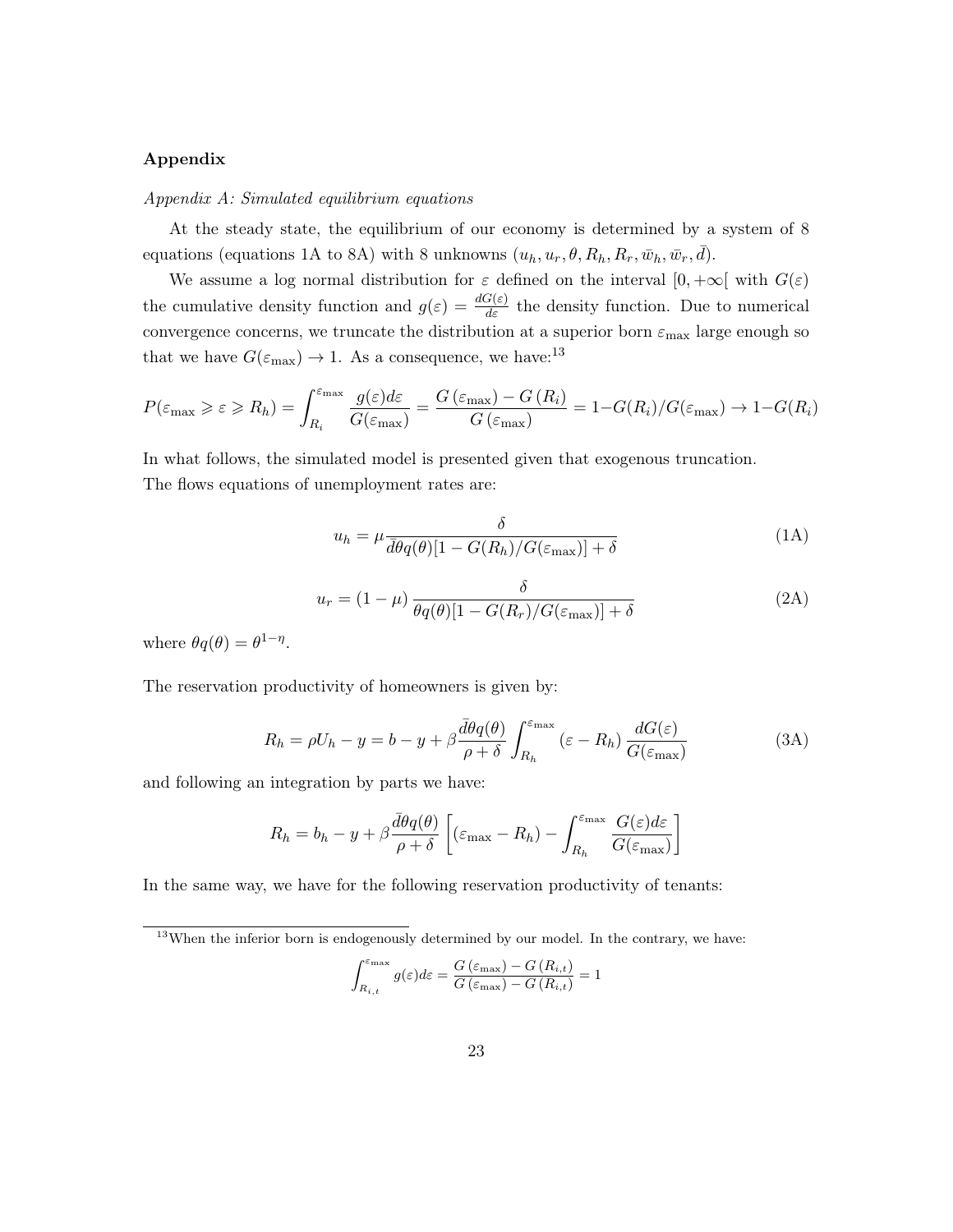## Appendix

*Appendix A: Simulated equilibrium equations*

At the steady state, the equilibrium of our economy is determined by a system of 8 equations (equations 1A to 8A) with 8 unknowns $(u_h, u_r, \theta, R_h, R_r, \bar{w}_h, \bar{w}_r, \bar{d})$.

We assume a log normal distribution for $\varepsilon$ defined on the interval $[0, +\infty[$ with $G(\varepsilon)$ the cumulative density function and $g(\varepsilon) = \frac{dG(\varepsilon)}{d\varepsilon}$ the density function. Due to numerical convergence concerns, we truncate the distribution at a superior born $\varepsilon_{\max}$ large enough so that we have $G(\varepsilon_{\max}) \to 1$. As a consequence, we have:[13]

$$P(\varepsilon_{\max} \geqslant \varepsilon \geqslant R_h) = \int_{R_i}^{\varepsilon_{\max}} \frac{g(\varepsilon)d\varepsilon}{G(\varepsilon_{\max})} = \frac{G(\varepsilon_{\max}) - G(R_i)}{G(\varepsilon_{\max})} = 1 - G(R_i)/G(\varepsilon_{\max}) \to 1 - G(R_i)$$

In what follows, the simulated model is presented given that exogenous truncation.
The flows equations of unemployment rates are:

$$u_h = \mu \frac{\delta}{\bar{d}\theta q(\theta)[1 - G(R_h)/G(\varepsilon_{\max})] + \delta} \tag{1A}$$

$$u_r = (1 - \mu) \frac{\delta}{\theta q(\theta)[1 - G(R_r)/G(\varepsilon_{\max})] + \delta} \tag{2A}$$

where $\theta q(\theta) = \theta^{1-\eta}$.

The reservation productivity of homeowners is given by:

$$R_h = \rho U_h - y = b - y + \beta \frac{\bar{d}\theta q(\theta)}{\rho + \delta} \int_{R_h}^{\varepsilon_{\max}} (\varepsilon - R_h) \frac{dG(\varepsilon)}{G(\varepsilon_{\max})} \tag{3A}$$

and following an integration by parts we have:

$$R_h = b_h - y + \beta \frac{\bar{d}\theta q(\theta)}{\rho + \delta} \left[ (\varepsilon_{\max} - R_h) - \int_{R_h}^{\varepsilon_{\max}} \frac{G(\varepsilon)d\varepsilon}{G(\varepsilon_{\max})} \right]$$

In the same way, we have for the following reservation productivity of tenants:

[13] When the inferior born is endogenously determined by our model. In the contrary, we have:

$$\int_{R_{i,t}}^{\varepsilon_{\max}} g(\varepsilon)d\varepsilon = \frac{G(\varepsilon_{\max}) - G(R_{i,t})}{G(\varepsilon_{\max}) - G(R_{i,t})} = 1$$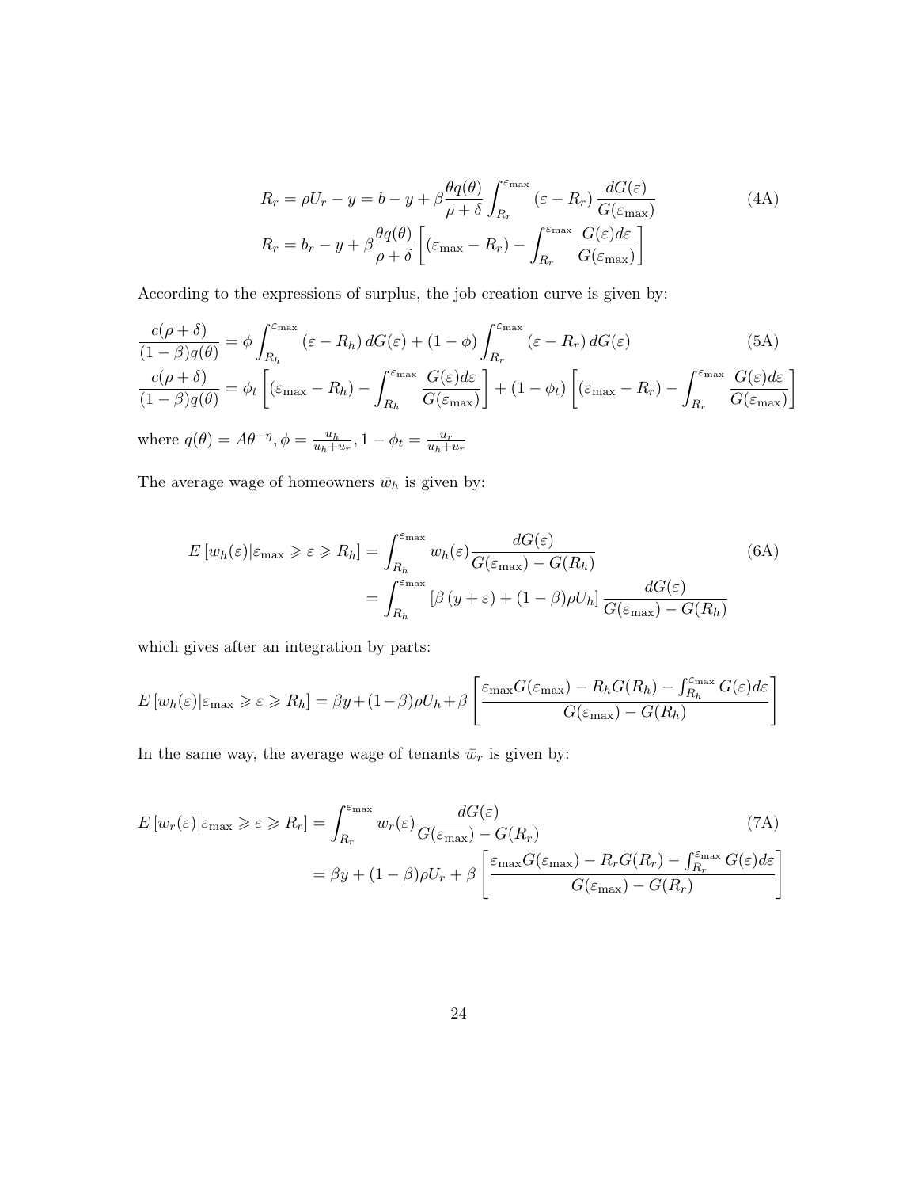$$R_r = \rho U_r - y = b - y + \beta \frac{\theta q(\theta)}{\rho + \delta} \int_{R_r}^{\varepsilon_{\max}} (\varepsilon - R_r) \frac{dG(\varepsilon)}{G(\varepsilon_{\max})} \tag{4A}$$

$$R_r = b_r - y + \beta \frac{\theta q(\theta)}{\rho + \delta} \left[ (\varepsilon_{\max} - R_r) - \int_{R_r}^{\varepsilon_{\max}} \frac{G(\varepsilon) d\varepsilon}{G(\varepsilon_{\max})} \right]$$

According to the expressions of surplus, the job creation curve is given by:

$$\frac{c(\rho + \delta)}{(1 - \beta) q(\theta)} = \phi \int_{R_h}^{\varepsilon_{\max}} (\varepsilon - R_h) \, dG(\varepsilon) + (1 - \phi) \int_{R_r}^{\varepsilon_{\max}} (\varepsilon - R_r) \, dG(\varepsilon) \tag{5A}$$

$$\frac{c(\rho + \delta)}{(1 - \beta) q(\theta)} = \phi_t \left[ (\varepsilon_{\max} - R_h) - \int_{R_h}^{\varepsilon_{\max}} \frac{G(\varepsilon) d\varepsilon}{G(\varepsilon_{\max})} \right] + (1 - \phi_t) \left[ (\varepsilon_{\max} - R_r) - \int_{R_r}^{\varepsilon_{\max}} \frac{G(\varepsilon) d\varepsilon}{G(\varepsilon_{\max})} \right]$$

where $q(\theta) = A\theta^{-\eta}, \phi = \frac{u_h}{u_h + u_r}, 1 - \phi_t = \frac{u_r}{u_h + u_r}$

The average wage of homeowners $\bar{w}_h$ is given by:

$$E\left[w_h(\varepsilon) | \varepsilon_{\max} \geqslant \varepsilon \geqslant R_h\right] = \int_{R_h}^{\varepsilon_{\max}} w_h(\varepsilon) \frac{dG(\varepsilon)}{G(\varepsilon_{\max}) - G(R_h)} \tag{6A}$$

$$= \int_{R_h}^{\varepsilon_{\max}} \left[\beta (y + \varepsilon) + (1 - \beta) \rho U_h\right] \frac{dG(\varepsilon)}{G(\varepsilon_{\max}) - G(R_h)}$$

which gives after an integration by parts:

$$E\left[w_h(\varepsilon) | \varepsilon_{\max} \geqslant \varepsilon \geqslant R_h\right] = \beta y + (1 - \beta) \rho U_h + \beta \left[ \frac{\varepsilon_{\max} G(\varepsilon_{\max}) - R_h G(R_h) - \int_{R_h}^{\varepsilon_{\max}} G(\varepsilon) d\varepsilon}{G(\varepsilon_{\max}) - G(R_h)} \right]$$

In the same way, the average wage of tenants $\bar{w}_r$ is given by:

$$E\left[w_r(\varepsilon) | \varepsilon_{\max} \geqslant \varepsilon \geqslant R_r\right] = \int_{R_r}^{\varepsilon_{\max}} w_r(\varepsilon) \frac{dG(\varepsilon)}{G(\varepsilon_{\max}) - G(R_r)} \tag{7A}$$

$$= \beta y + (1 - \beta) \rho U_r + \beta \left[ \frac{\varepsilon_{\max} G(\varepsilon_{\max}) - R_r G(R_r) - \int_{R_r}^{\varepsilon_{\max}} G(\varepsilon) d\varepsilon}{G(\varepsilon_{\max}) - G(R_r)} \right]$$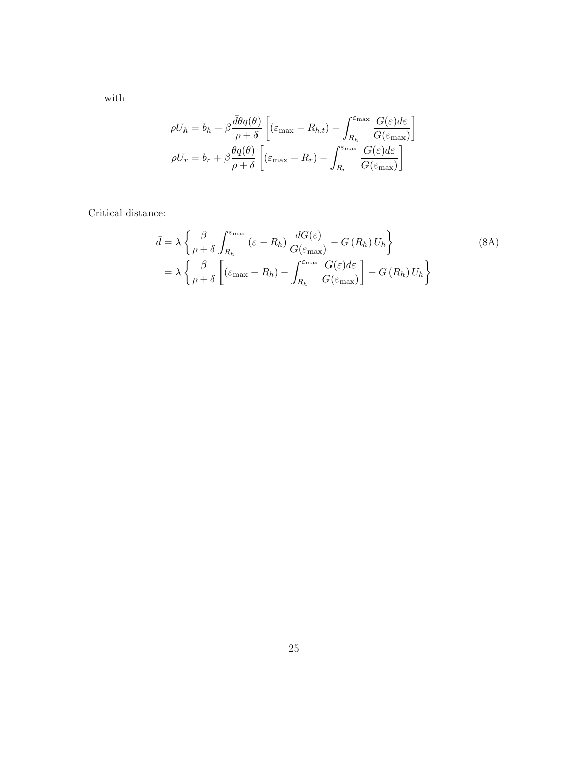with

$$
\begin{aligned}
\rho U_h &= b_h + \beta \frac{\bar{d}\theta q(\theta)}{\rho+\delta}\left[(\varepsilon_{\max} - R_{h,t}) - \int_{R_h}^{\varepsilon_{\max}} \frac{G(\varepsilon)d\varepsilon}{G(\varepsilon_{\max})}\right] \\
\rho U_r &= b_r + \beta \frac{\theta q(\theta)}{\rho+\delta}\left[(\varepsilon_{\max} - R_r) - \int_{R_r}^{\varepsilon_{\max}} \frac{G(\varepsilon)d\varepsilon}{G(\varepsilon_{\max})}\right]
\end{aligned}
$$

Critical distance:

$$
\begin{aligned}
\bar{d} &= \lambda \left\{ \frac{\beta}{\rho+\delta} \int_{R_h}^{\varepsilon_{\max}} (\varepsilon - R_h) \frac{dG(\varepsilon)}{G(\varepsilon_{\max})} - G(R_h) U_h \right\} \\
&= \lambda \left\{ \frac{\beta}{\rho+\delta} \left[(\varepsilon_{\max} - R_h) - \int_{R_h}^{\varepsilon_{\max}} \frac{G(\varepsilon)d\varepsilon}{G(\varepsilon_{\max})}\right] - G(R_h) U_h \right\}
\end{aligned}
\tag{8A}
$$